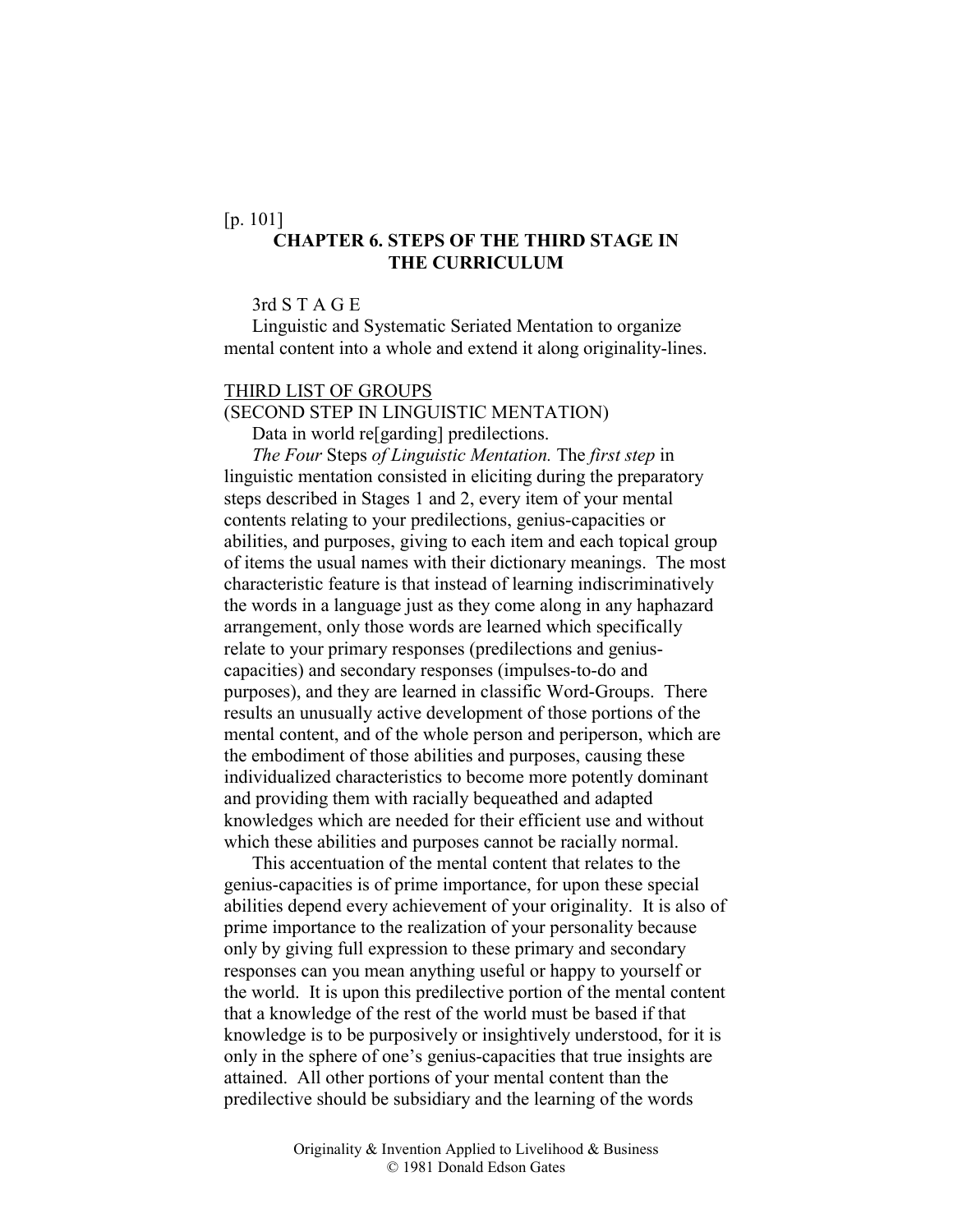[p. 101]

# CHAPTER 6. STEPS OF THE THIRD STAGE IN THE CURRICULUM

3rd S T A G E

Linguistic and Systematic Seriated Mentation to organize mental content into a whole and extend it along originality-lines.

## THIRD LIST OF GROUPS

### (SECOND STEP IN LINGUISTIC MENTATION)

Data in world re[garding] predilections.

*The Four* Steps *of Linguistic Mentation.* The *first step* in linguistic mentation consisted in eliciting during the preparatory steps described in Stages 1 and 2, every item of your mental contents relating to your predilections, genius-capacities or abilities, and purposes, giving to each item and each topical group of items the usual names with their dictionary meanings. The most characteristic feature is that instead of learning indiscriminatively the words in a language just as they come along in any haphazard arrangement, only those words are learned which specifically relate to your primary responses (predilections and genius-capacities) and secondary responses (impulses-to-do and purposes), and they are learned in classific Word-Groups. There results an unusually active development of those portions of the mental content, and of the whole person and periperson, which are the embodiment of those abilities and purposes, causing these individualized characteristics to become more potently dominant and providing them with racially bequeathed and adapted knowledges which are needed for their efficient use and without which these abilities and purposes cannot be racially normal.

This accentuation of the mental content that relates to the genius-capacities is of prime importance, for upon these special abilities depend every achievement of your originality. It is also of prime importance to the realization of your personality because only by giving full expression to these primary and secondary responses can you mean anything useful or happy to yourself or the world. It is upon this predilective portion of the mental content that a knowledge of the rest of the world must be based if that knowledge is to be purposively or insightively understood, for it is only in the sphere of one's genius-capacities that true insights are attained. All other portions of your mental content than the predilective should be subsidiary and the learning of the words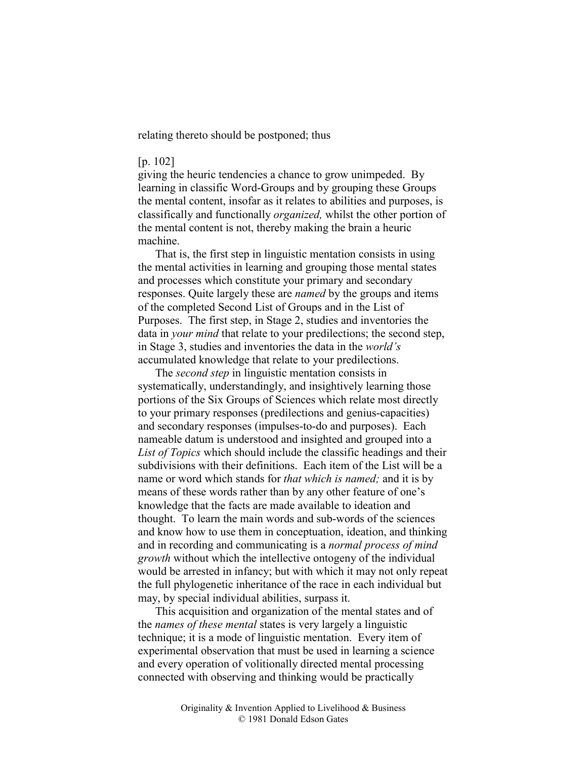relating thereto should be postponed; thus

[p. 102]

giving the heuric tendencies a chance to grow unimpeded. By learning in classific Word-Groups and by grouping these Groups the mental content, insofar as it relates to abilities and purposes, is classifically and functionally *organized,* whilst the other portion of the mental content is not, thereby making the brain a heuric machine.

That is, the first step in linguistic mentation consists in using the mental activities in learning and grouping those mental states and processes which constitute your primary and secondary responses. Quite largely these are *named* by the groups and items of the completed Second List of Groups and in the List of Purposes. The first step, in Stage 2, studies and inventories the data in *your mind* that relate to your predilections; the second step, in Stage 3, studies and inventories the data in the *world's* accumulated knowledge that relate to your predilections.

The *second step* in linguistic mentation consists in systematically, understandingly, and insightively learning those portions of the Six Groups of Sciences which relate most directly to your primary responses (predilections and genius-capacities) and secondary responses (impulses-to-do and purposes). Each nameable datum is understood and insighted and grouped into a *List of Topics* which should include the classific headings and their subdivisions with their definitions. Each item of the List will be a name or word which stands for *that which is named;* and it is by means of these words rather than by any other feature of one's knowledge that the facts are made available to ideation and thought. To learn the main words and sub-words of the sciences and know how to use them in conceptuation, ideation, and thinking and in recording and communicating is a *normal process of mind growth* without which the intellective ontogeny of the individual would be arrested in infancy; but with which it may not only repeat the full phylogenetic inheritance of the race in each individual but may, by special individual abilities, surpass it.

This acquisition and organization of the mental states and of the *names of these mental* states is very largely a linguistic technique; it is a mode of linguistic mentation. Every item of experimental observation that must be used in learning a science and every operation of volitionally directed mental processing connected with observing and thinking would be practically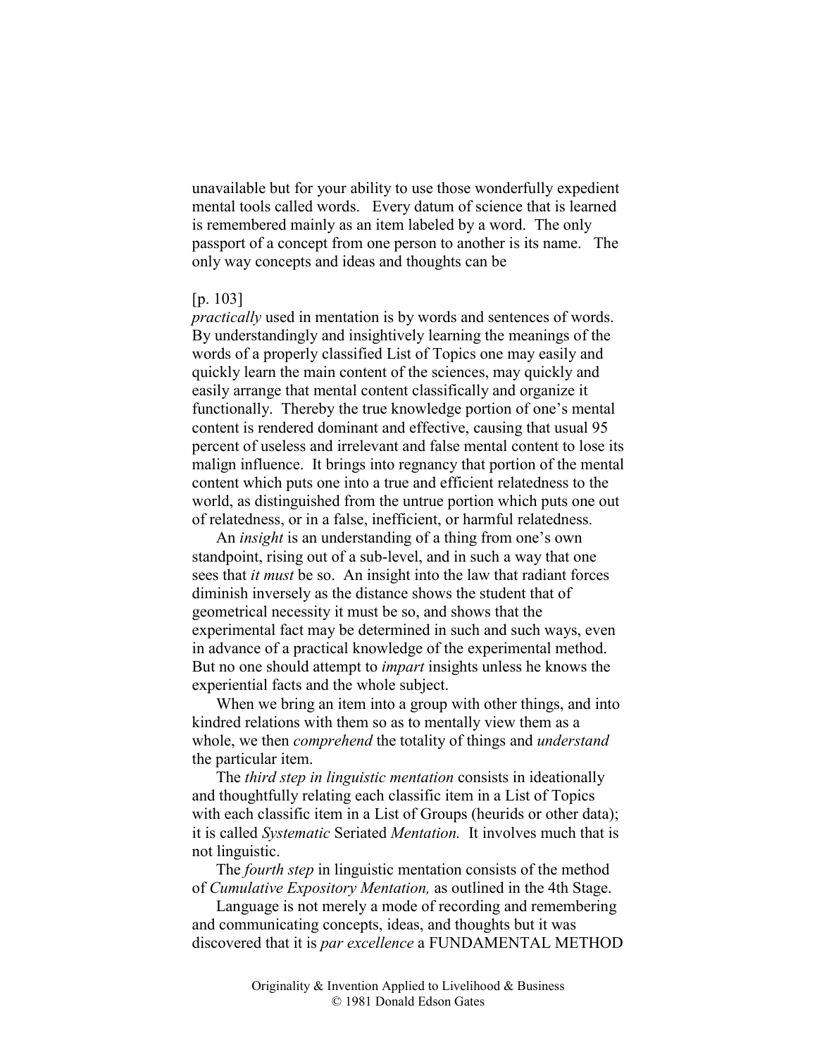unavailable but for your ability to use those wonderfully expedient mental tools called words. Every datum of science that is learned is remembered mainly as an item labeled by a word. The only passport of a concept from one person to another is its name. The only way concepts and ideas and thoughts can be

[p. 103]
*practically* used in mentation is by words and sentences of words. By understandingly and insightively learning the meanings of the words of a properly classified List of Topics one may easily and quickly learn the main content of the sciences, may quickly and easily arrange that mental content classifically and organize it functionally. Thereby the true knowledge portion of one's mental content is rendered dominant and effective, causing that usual 95 percent of useless and irrelevant and false mental content to lose its malign influence. It brings into regnancy that portion of the mental content which puts one into a true and efficient relatedness to the world, as distinguished from the untrue portion which puts one out of relatedness, or in a false, inefficient, or harmful relatedness.

An *insight* is an understanding of a thing from one's own standpoint, rising out of a sub-level, and in such a way that one sees that *it must* be so. An insight into the law that radiant forces diminish inversely as the distance shows the student that of geometrical necessity it must be so, and shows that the experimental fact may be determined in such and such ways, even in advance of a practical knowledge of the experimental method. But no one should attempt to *impart* insights unless he knows the experiential facts and the whole subject.

When we bring an item into a group with other things, and into kindred relations with them so as to mentally view them as a whole, we then *comprehend* the totality of things and *understand* the particular item.

The *third step in linguistic mentation* consists in ideationally and thoughtfully relating each classific item in a List of Topics with each classific item in a List of Groups (heurids or other data); it is called *Systematic* Seriated *Mentation.* It involves much that is not linguistic.

The *fourth step* in linguistic mentation consists of the method of *Cumulative Expository Mentation,* as outlined in the 4th Stage.

Language is not merely a mode of recording and remembering and communicating concepts, ideas, and thoughts but it was discovered that it is *par excellence* a FUNDAMENTAL METHOD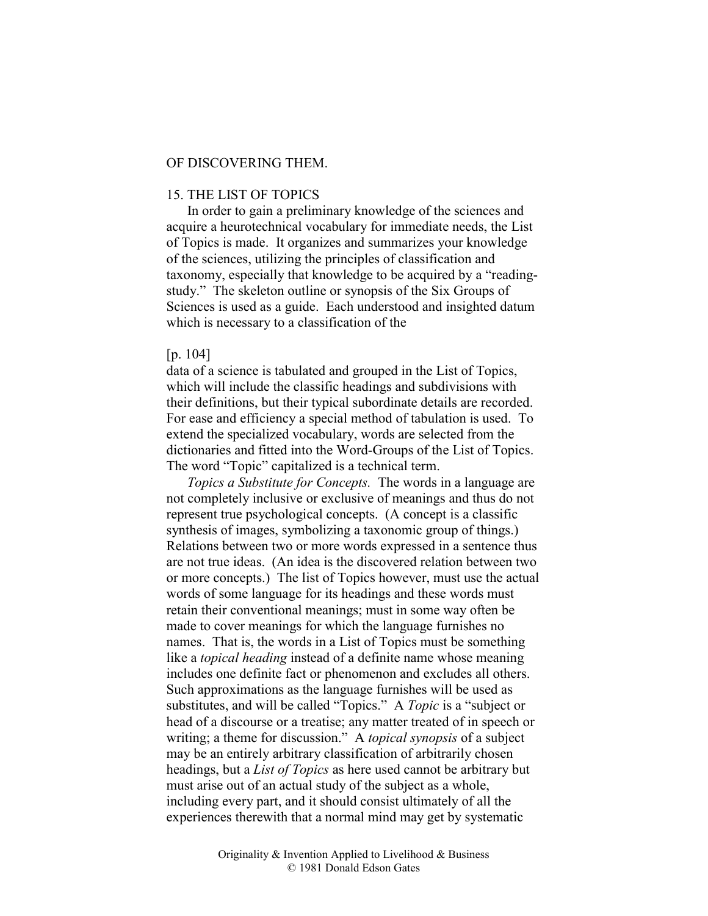OF DISCOVERING THEM.

## 15. THE LIST OF TOPICS

In order to gain a preliminary knowledge of the sciences and acquire a heurotechnical vocabulary for immediate needs, the List of Topics is made. It organizes and summarizes your knowledge of the sciences, utilizing the principles of classification and taxonomy, especially that knowledge to be acquired by a "reading-study." The skeleton outline or synopsis of the Six Groups of Sciences is used as a guide. Each understood and insighted datum which is necessary to a classification of the

[p. 104]

data of a science is tabulated and grouped in the List of Topics, which will include the classific headings and subdivisions with their definitions, but their typical subordinate details are recorded. For ease and efficiency a special method of tabulation is used. To extend the specialized vocabulary, words are selected from the dictionaries and fitted into the Word-Groups of the List of Topics. The word "Topic" capitalized is a technical term.

*Topics a Substitute for Concepts.* The words in a language are not completely inclusive or exclusive of meanings and thus do not represent true psychological concepts. (A concept is a classific synthesis of images, symbolizing a taxonomic group of things.) Relations between two or more words expressed in a sentence thus are not true ideas. (An idea is the discovered relation between two or more concepts.) The list of Topics however, must use the actual words of some language for its headings and these words must retain their conventional meanings; must in some way often be made to cover meanings for which the language furnishes no names. That is, the words in a List of Topics must be something like a *topical heading* instead of a definite name whose meaning includes one definite fact or phenomenon and excludes all others. Such approximations as the language furnishes will be used as substitutes, and will be called "Topics." A *Topic* is a "subject or head of a discourse or a treatise; any matter treated of in speech or writing; a theme for discussion." A *topical synopsis* of a subject may be an entirely arbitrary classification of arbitrarily chosen headings, but a *List of Topics* as here used cannot be arbitrary but must arise out of an actual study of the subject as a whole, including every part, and it should consist ultimately of all the experiences therewith that a normal mind may get by systematic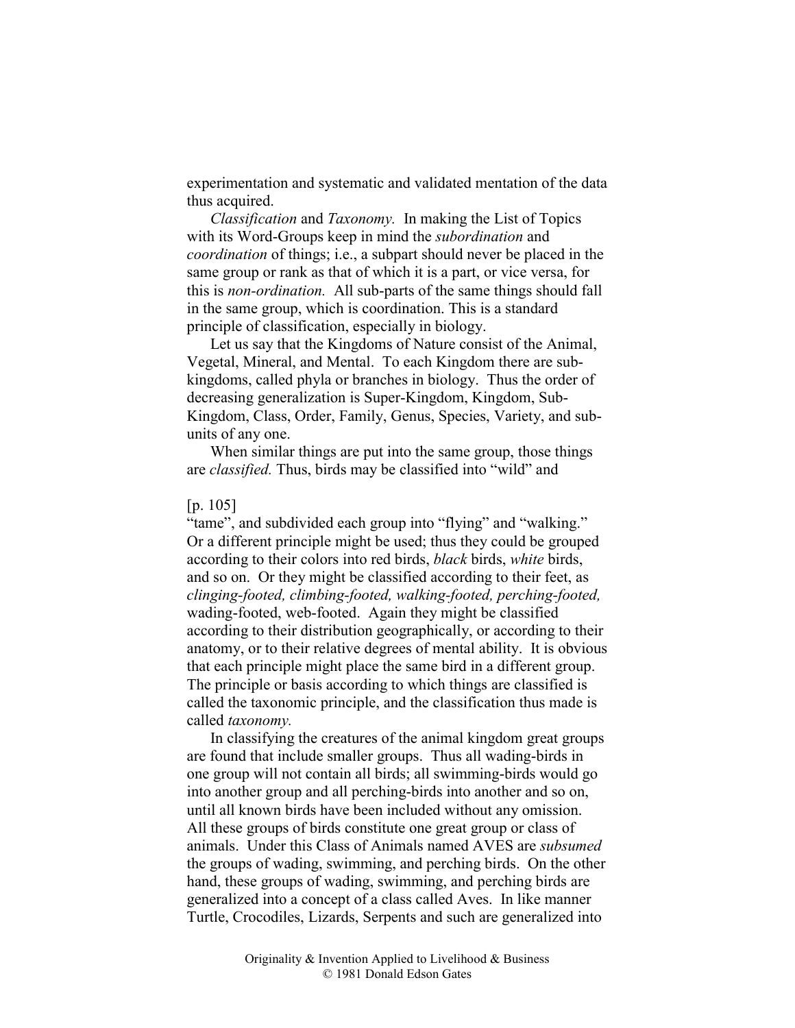experimentation and systematic and validated mentation of the data thus acquired.

*Classification* and *Taxonomy.* In making the List of Topics with its Word-Groups keep in mind the *subordination* and *coordination* of things; i.e., a subpart should never be placed in the same group or rank as that of which it is a part, or vice versa, for this is *non-ordination.* All sub-parts of the same things should fall in the same group, which is coordination. This is a standard principle of classification, especially in biology.

Let us say that the Kingdoms of Nature consist of the Animal, Vegetal, Mineral, and Mental. To each Kingdom there are sub-kingdoms, called phyla or branches in biology. Thus the order of decreasing generalization is Super-Kingdom, Kingdom, Sub-Kingdom, Class, Order, Family, Genus, Species, Variety, and sub-units of any one.

When similar things are put into the same group, those things are *classified.* Thus, birds may be classified into "wild" and

[p. 105]

"tame", and subdivided each group into "flying" and "walking." Or a different principle might be used; thus they could be grouped according to their colors into red birds, *black* birds, *white* birds, and so on. Or they might be classified according to their feet, as *clinging-footed, climbing-footed, walking-footed, perching-footed,* wading-footed, web-footed. Again they might be classified according to their distribution geographically, or according to their anatomy, or to their relative degrees of mental ability. It is obvious that each principle might place the same bird in a different group. The principle or basis according to which things are classified is called the taxonomic principle, and the classification thus made is called *taxonomy.*

In classifying the creatures of the animal kingdom great groups are found that include smaller groups. Thus all wading-birds in one group will not contain all birds; all swimming-birds would go into another group and all perching-birds into another and so on, until all known birds have been included without any omission. All these groups of birds constitute one great group or class of animals. Under this Class of Animals named AVES are *subsumed* the groups of wading, swimming, and perching birds. On the other hand, these groups of wading, swimming, and perching birds are generalized into a concept of a class called Aves. In like manner Turtle, Crocodiles, Lizards, Serpents and such are generalized into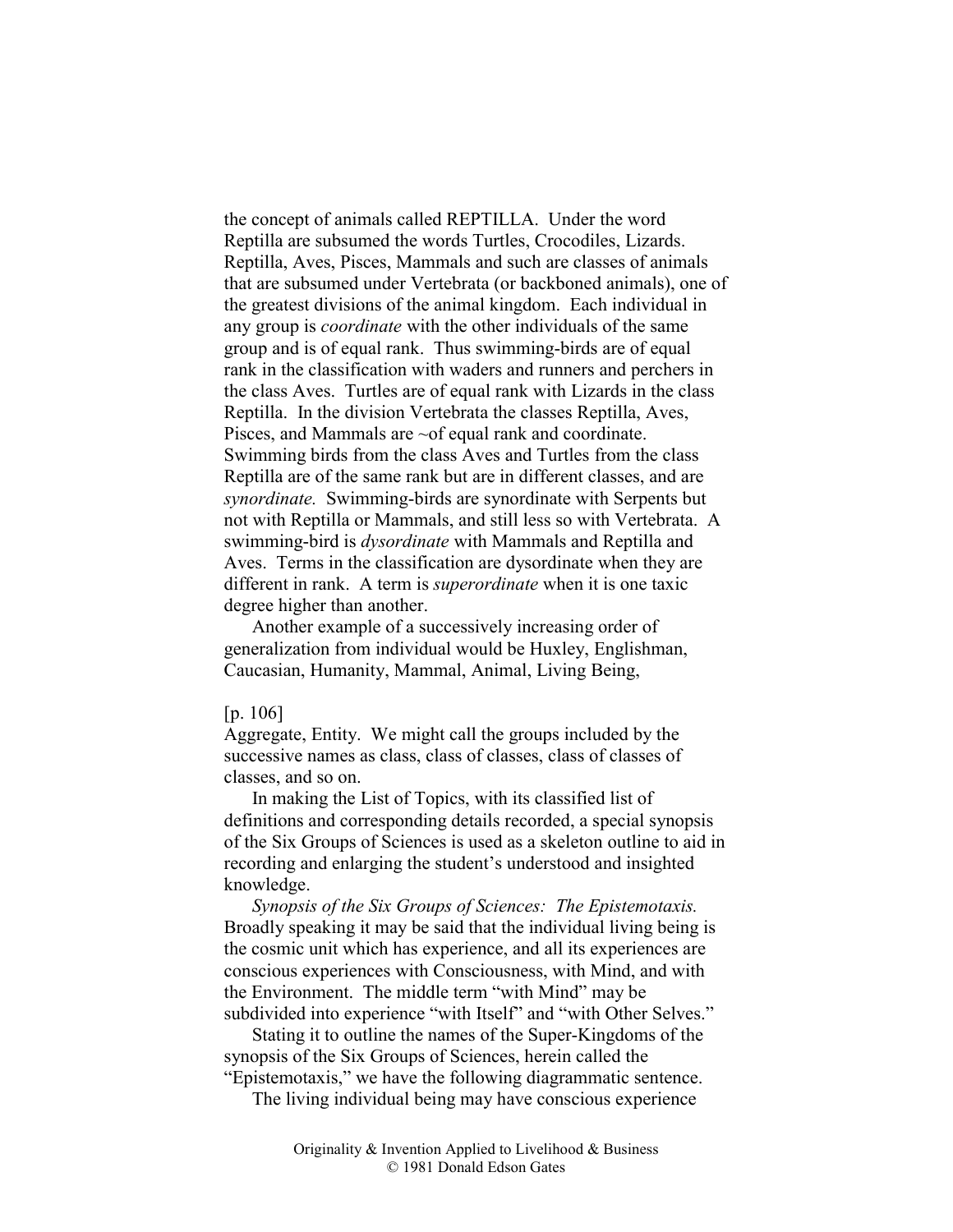the concept of animals called REPTILLA. Under the word Reptilla are subsumed the words Turtles, Crocodiles, Lizards. Reptilla, Aves, Pisces, Mammals and such are classes of animals that are subsumed under Vertebrata (or backboned animals), one of the greatest divisions of the animal kingdom. Each individual in any group is *coordinate* with the other individuals of the same group and is of equal rank. Thus swimming-birds are of equal rank in the classification with waders and runners and perchers in the class Aves. Turtles are of equal rank with Lizards in the class Reptilla. In the division Vertebrata the classes Reptilla, Aves, Pisces, and Mammals are ~of equal rank and coordinate. Swimming birds from the class Aves and Turtles from the class Reptilla are of the same rank but are in different classes, and are *synordinate.* Swimming-birds are synordinate with Serpents but not with Reptilla or Mammals, and still less so with Vertebrata. A swimming-bird is *dysordinate* with Mammals and Reptilla and Aves. Terms in the classification are dysordinate when they are different in rank. A term is *superordinate* when it is one taxic degree higher than another.

Another example of a successively increasing order of generalization from individual would be Huxley, Englishman, Caucasian, Humanity, Mammal, Animal, Living Being,

[p. 106]

Aggregate, Entity. We might call the groups included by the successive names as class, class of classes, class of classes of classes, and so on.

In making the List of Topics, with its classified list of definitions and corresponding details recorded, a special synopsis of the Six Groups of Sciences is used as a skeleton outline to aid in recording and enlarging the student's understood and insighted knowledge.

*Synopsis of the Six Groups of Sciences: The Epistemotaxis.* Broadly speaking it may be said that the individual living being is the cosmic unit which has experience, and all its experiences are conscious experiences with Consciousness, with Mind, and with the Environment. The middle term "with Mind" may be subdivided into experience "with Itself" and "with Other Selves."

Stating it to outline the names of the Super-Kingdoms of the synopsis of the Six Groups of Sciences, herein called the "Epistemotaxis," we have the following diagrammatic sentence.

The living individual being may have conscious experience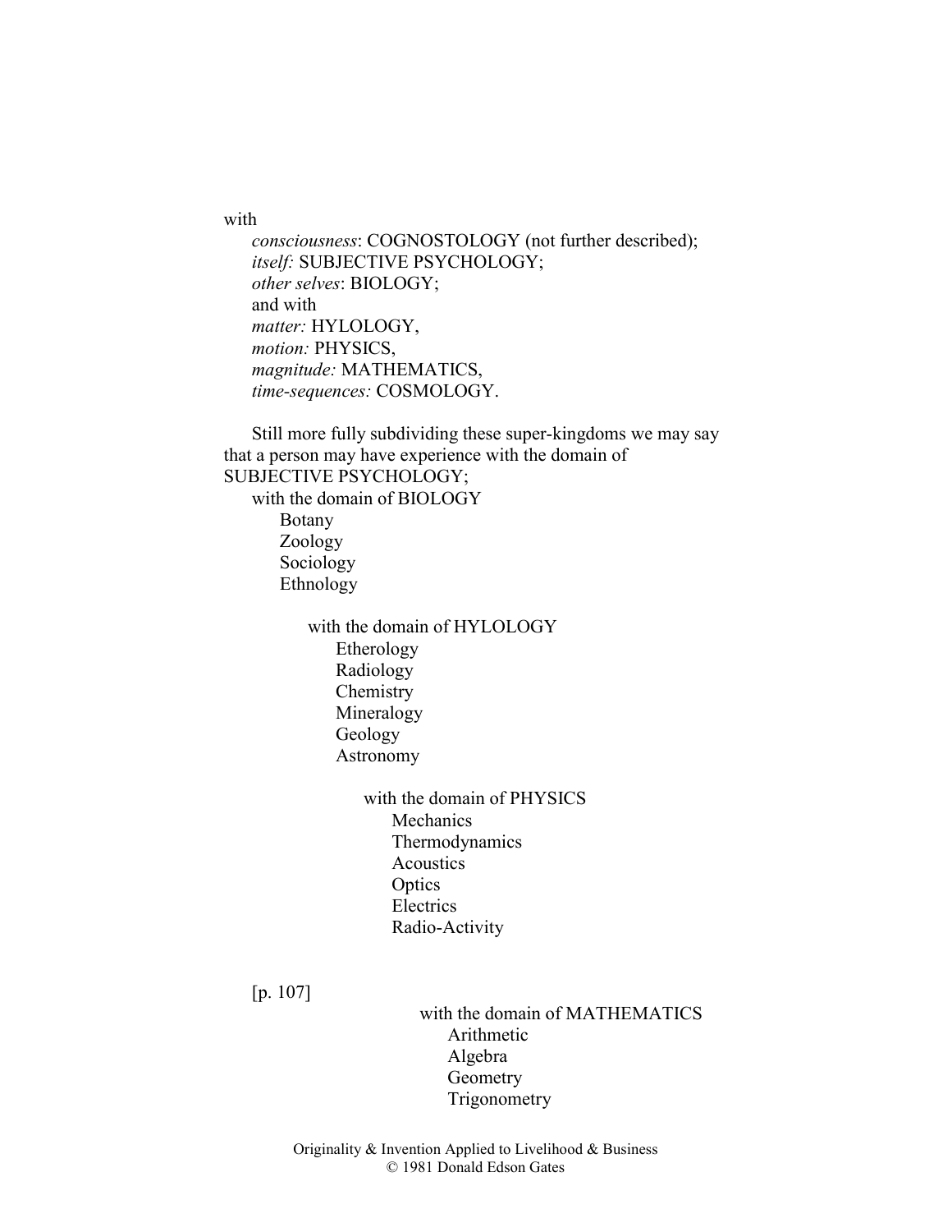with

*consciousness*: COGNOSTOLOGY (not further described);
*itself:* SUBJECTIVE PSYCHOLOGY;
*other selves*: BIOLOGY;
and with
*matter:* HYLOLOGY,
*motion:* PHYSICS,
*magnitude:* MATHEMATICS,
*time-sequences:* COSMOLOGY.

Still more fully subdividing these super-kingdoms we may say that a person may have experience with the domain of SUBJECTIVE PSYCHOLOGY;

with the domain of BIOLOGY
- Botany
- Zoology
- Sociology
- Ethnology

with the domain of HYLOLOGY
- Etherology
- Radiology
- Chemistry
- Mineralogy
- Geology
- Astronomy

with the domain of PHYSICS
- Mechanics
- Thermodynamics
- Acoustics
- Optics
- Electrics
- Radio-Activity

[p. 107]

with the domain of MATHEMATICS
- Arithmetic
- Algebra
- Geometry
- Trigonometry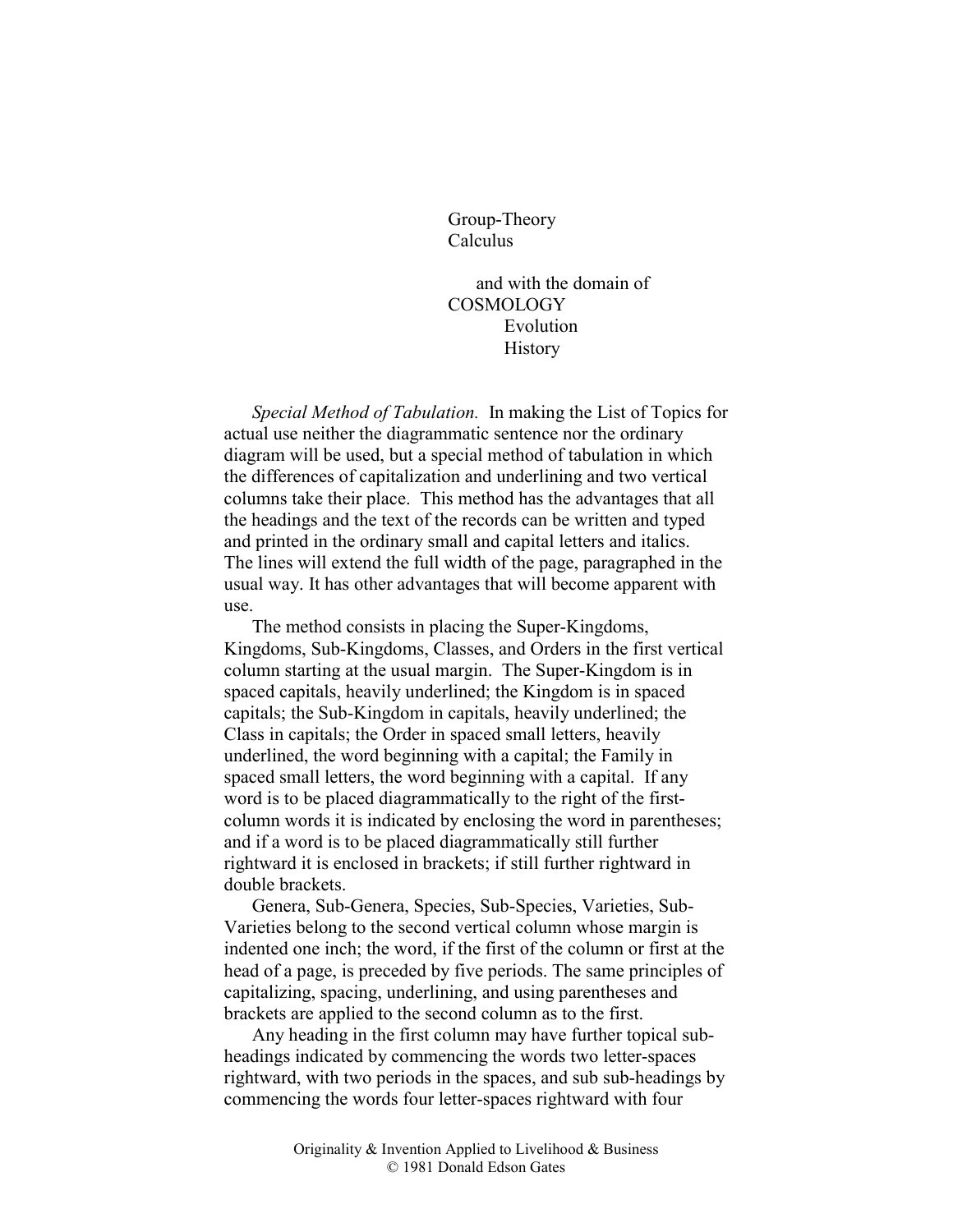Group-Theory
Calculus

and with the domain of
COSMOLOGY
Evolution
History

*Special Method of Tabulation.* In making the List of Topics for actual use neither the diagrammatic sentence nor the ordinary diagram will be used, but a special method of tabulation in which the differences of capitalization and underlining and two vertical columns take their place. This method has the advantages that all the headings and the text of the records can be written and typed and printed in the ordinary small and capital letters and italics. The lines will extend the full width of the page, paragraphed in the usual way. It has other advantages that will become apparent with use.

The method consists in placing the Super-Kingdoms, Kingdoms, Sub-Kingdoms, Classes, and Orders in the first vertical column starting at the usual margin. The Super-Kingdom is in spaced capitals, heavily underlined; the Kingdom is in spaced capitals; the Sub-Kingdom in capitals, heavily underlined; the Class in capitals; the Order in spaced small letters, heavily underlined, the word beginning with a capital; the Family in spaced small letters, the word beginning with a capital. If any word is to be placed diagrammatically to the right of the first-column words it is indicated by enclosing the word in parentheses; and if a word is to be placed diagrammatically still further rightward it is enclosed in brackets; if still further rightward in double brackets.

Genera, Sub-Genera, Species, Sub-Species, Varieties, Sub-Varieties belong to the second vertical column whose margin is indented one inch; the word, if the first of the column or first at the head of a page, is preceded by five periods. The same principles of capitalizing, spacing, underlining, and using parentheses and brackets are applied to the second column as to the first.

Any heading in the first column may have further topical sub-headings indicated by commencing the words two letter-spaces rightward, with two periods in the spaces, and sub sub-headings by commencing the words four letter-spaces rightward with four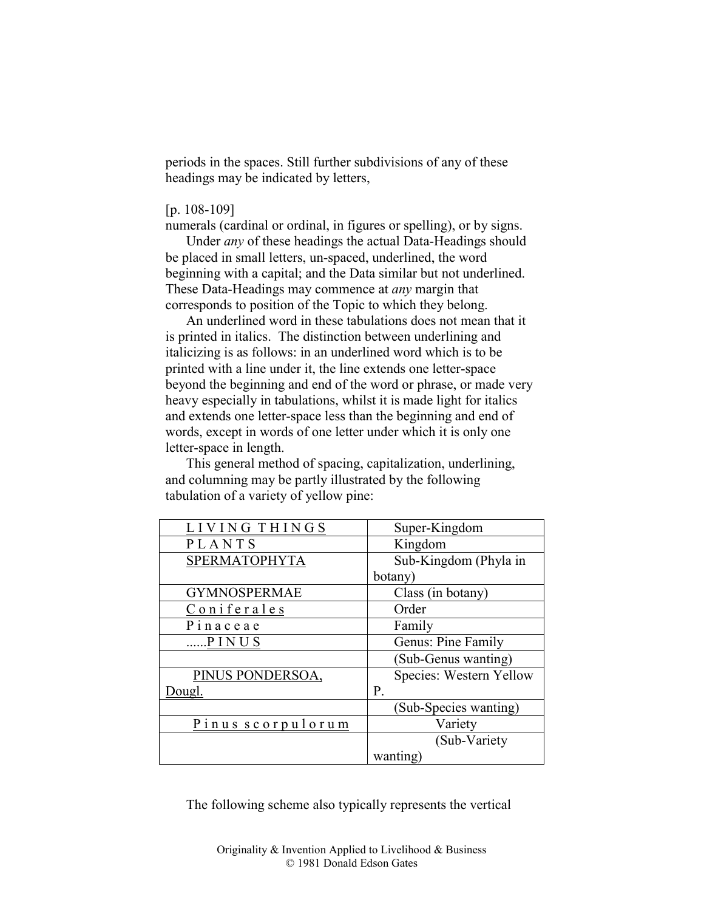periods in the spaces. Still further subdivisions of any of these headings may be indicated by letters,

[p. 108-109]
numerals (cardinal or ordinal, in figures or spelling), or by signs.

Under *any* of these headings the actual Data-Headings should be placed in small letters, un-spaced, underlined, the word beginning with a capital; and the Data similar but not underlined. These Data-Headings may commence at *any* margin that corresponds to position of the Topic to which they belong.

An underlined word in these tabulations does not mean that it is printed in italics. The distinction between underlining and italicizing is as follows: in an underlined word which is to be printed with a line under it, the line extends one letter-space beyond the beginning and end of the word or phrase, or made very heavy especially in tabulations, whilst it is made light for italics and extends one letter-space less than the beginning and end of words, except in words of one letter under which it is only one letter-space in length.

This general method of spacing, capitalization, underlining, and columning may be partly illustrated by the following tabulation of a variety of yellow pine:

| | |
|---|---|
| <u>L I V I N G T H I N G S</u> | Super-Kingdom |
| P L A N T S | Kingdom |
| <u>SPERMATOPHYTA</u> | Sub-Kingdom (Phyla in botany) |
| GYMNOSPERMAE | Class (in botany) |
| <u>C o n i f e r a l e s</u> | Order |
| P i n a c e a e | Family |
| ......<u>P I N U S</u> | Genus: Pine Family |
| | (Sub-Genus wanting) |
| <u>PINUS PONDERSOA, Dougl.</u> | Species: Western Yellow P. |
| | (Sub-Species wanting) |
| <u>P i n u s s c o r p u l o r u m</u> | Variety |
| | (Sub-Variety wanting) |

The following scheme also typically represents the vertical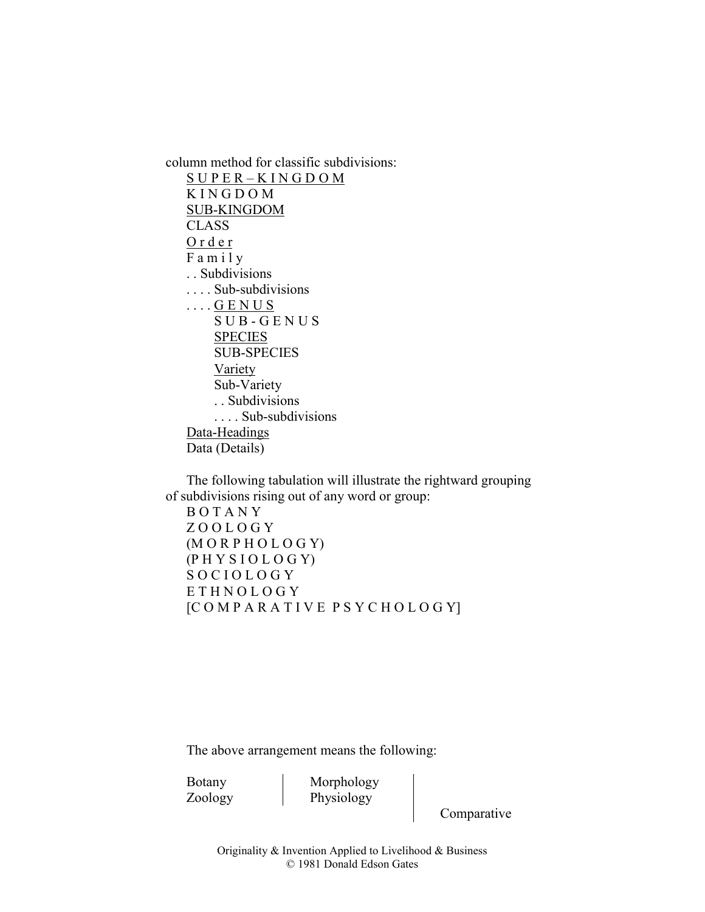column method for classific subdivisions:

<u>S U P E R – K I N G D O M</u>
K I N G D O M
<u>SUB-KINGDOM</u>
CLASS
<u>O r d e r</u>
F a m i l y
. . Subdivisions
. . . . Sub-subdivisions
. . . . <u>G E N U S</u>
    S U B - G E N U S
    <u>SPECIES</u>
    SUB-SPECIES
    <u>Variety</u>
    Sub-Variety
    . . Subdivisions
    . . . . Sub-subdivisions
<u>Data-Headings</u>
Data (Details)

The following tabulation will illustrate the rightward grouping of subdivisions rising out of any word or group:

B O T A N Y
Z O O L O G Y
(M O R P H O L O G Y)
(P H Y S I O L O G Y)
S O C I O L O G Y
E T H N O L O G Y
[C O M P A R A T I V E  P S Y C H O L O G Y]

The above arrangement means the following:

| | | |
|---|---|---|
| Botany | Morphology | |
| Zoology | Physiology | |
| | | Comparative |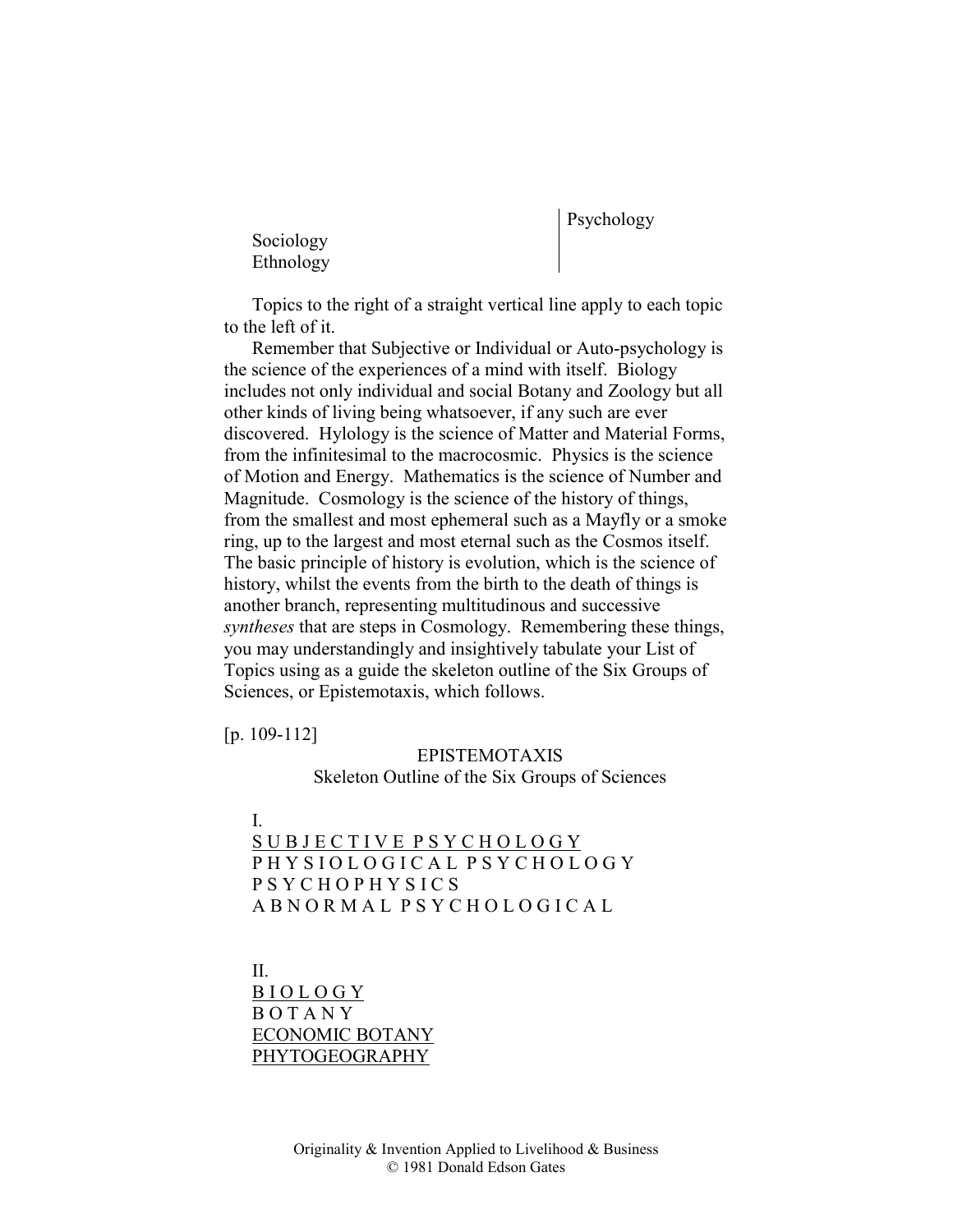| | |
|---|---|
| Sociology<br>Ethnology | Psychology |

Topics to the right of a straight vertical line apply to each topic to the left of it.

Remember that Subjective or Individual or Auto-psychology is the science of the experiences of a mind with itself. Biology includes not only individual and social Botany and Zoology but all other kinds of living being whatsoever, if any such are ever discovered. Hylology is the science of Matter and Material Forms, from the infinitesimal to the macrocosmic. Physics is the science of Motion and Energy. Mathematics is the science of Number and Magnitude. Cosmology is the science of the history of things, from the smallest and most ephemeral such as a Mayfly or a smoke ring, up to the largest and most eternal such as the Cosmos itself. The basic principle of history is evolution, which is the science of history, whilst the events from the birth to the death of things is another branch, representing multitudinous and successive *syntheses* that are steps in Cosmology. Remembering these things, you may understandingly and insightively tabulate your List of Topics using as a guide the skeleton outline of the Six Groups of Sciences, or Epistemotaxis, which follows.

[p. 109-112]

## EPISTEMOTAXIS

Skeleton Outline of the Six Groups of Sciences

I.

<u>S U B J E C T I V E  P S Y C H O L O G Y</u>
P H Y S I O L O G I C A L  P S Y C H O L O G Y
P S Y C H O P H Y S I C S
A B N O R M A L  P S Y C H O L O G I C A L

II.

<u>B I O L O G Y</u>
B O T A N Y
<u>ECONOMIC BOTANY</u>
<u>PHYTOGEOGRAPHY</u>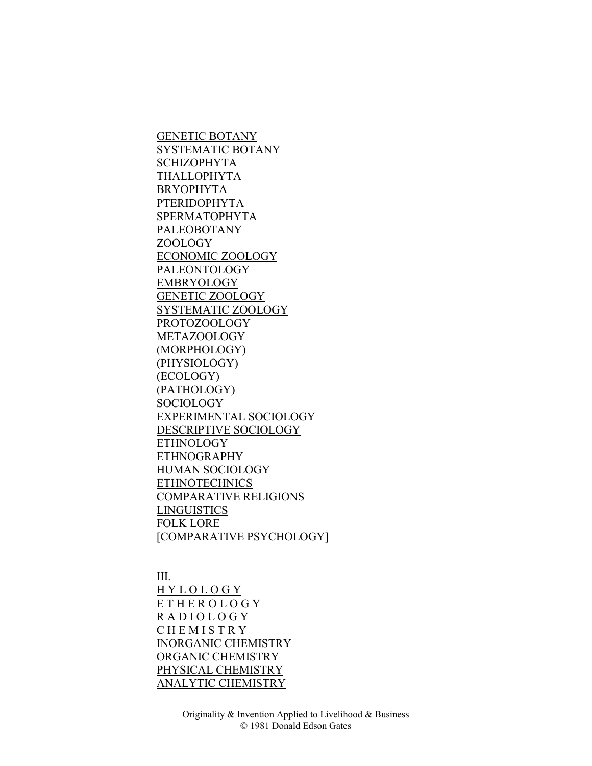<u>GENETIC BOTANY</u>
<u>SYSTEMATIC BOTANY</u>
SCHIZOPHYTA
THALLOPHYTA
BRYOPHYTA
PTERIDOPHYTA
SPERMATOPHYTA
<u>PALEOBOTANY</u>
ZOOLOGY
<u>ECONOMIC ZOOLOGY</u>
<u>PALEONTOLOGY</u>
<u>EMBRYOLOGY</u>
<u>GENETIC ZOOLOGY</u>
<u>SYSTEMATIC ZOOLOGY</u>
PROTOZOOLOGY
METAZOOLOGY
(MORPHOLOGY)
(PHYSIOLOGY)
(ECOLOGY)
(PATHOLOGY)
SOCIOLOGY
<u>EXPERIMENTAL SOCIOLOGY</u>
<u>DESCRIPTIVE SOCIOLOGY</u>
ETHNOLOGY
<u>ETHNOGRAPHY</u>
<u>HUMAN SOCIOLOGY</u>
<u>ETHNOTECHNICS</u>
<u>COMPARATIVE RELIGIONS</u>
<u>LINGUISTICS</u>
<u>FOLK LORE</u>
[COMPARATIVE PSYCHOLOGY]

III.
<u>H Y L O L O G Y</u>
E T H E R O L O G Y
R A D I O L O G Y
C H E M I S T R Y
<u>INORGANIC CHEMISTRY</u>
<u>ORGANIC CHEMISTRY</u>
<u>PHYSICAL CHEMISTRY</u>
<u>ANALYTIC CHEMISTRY</u>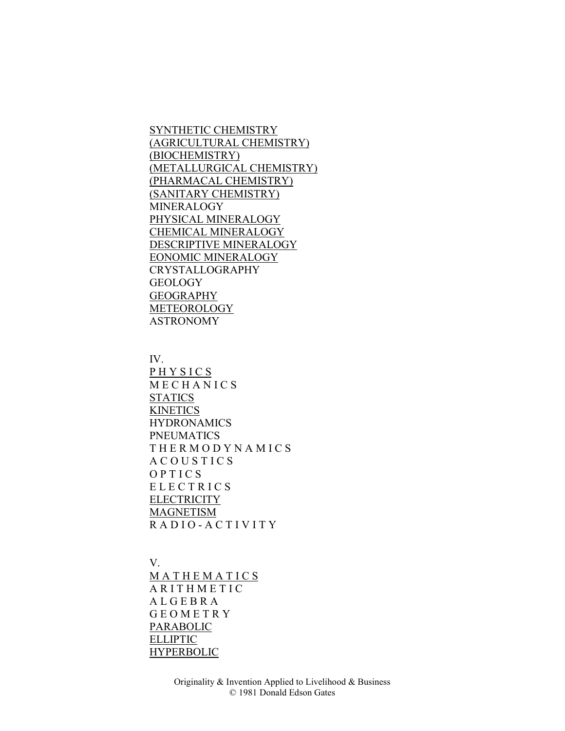<u>SYNTHETIC CHEMISTRY</u>
<u>(AGRICULTURAL CHEMISTRY)</u>
<u>(BIOCHEMISTRY)</u>
<u>(METALLURGICAL CHEMISTRY)</u>
<u>(PHARMACAL CHEMISTRY)</u>
<u>(SANITARY CHEMISTRY)</u>
MINERALOGY
<u>PHYSICAL MINERALOGY</u>
<u>CHEMICAL MINERALOGY</u>
<u>DESCRIPTIVE MINERALOGY</u>
<u>EONOMIC MINERALOGY</u>
CRYSTALLOGRAPHY
GEOLOGY
<u>GEOGRAPHY</u>
<u>METEOROLOGY</u>
ASTRONOMY

IV.
<u>P H Y S I C S</u>
M E C H A N I C S
<u>STATICS</u>
<u>KINETICS</u>
HYDRONAMICS
PNEUMATICS
T H E R M O D Y N A M I C S
A C O U S T I C S
O P T I C S
E L E C T R I C S
<u>ELECTRICITY</u>
<u>MAGNETISM</u>
R A D I O - A C T I V I T Y

V.
<u>M A T H E M A T I C S</u>
A R I T H M E T I C
A L G E B R A
G E O M E T R Y
<u>PARABOLIC</u>
<u>ELLIPTIC</u>
<u>HYPERBOLIC</u>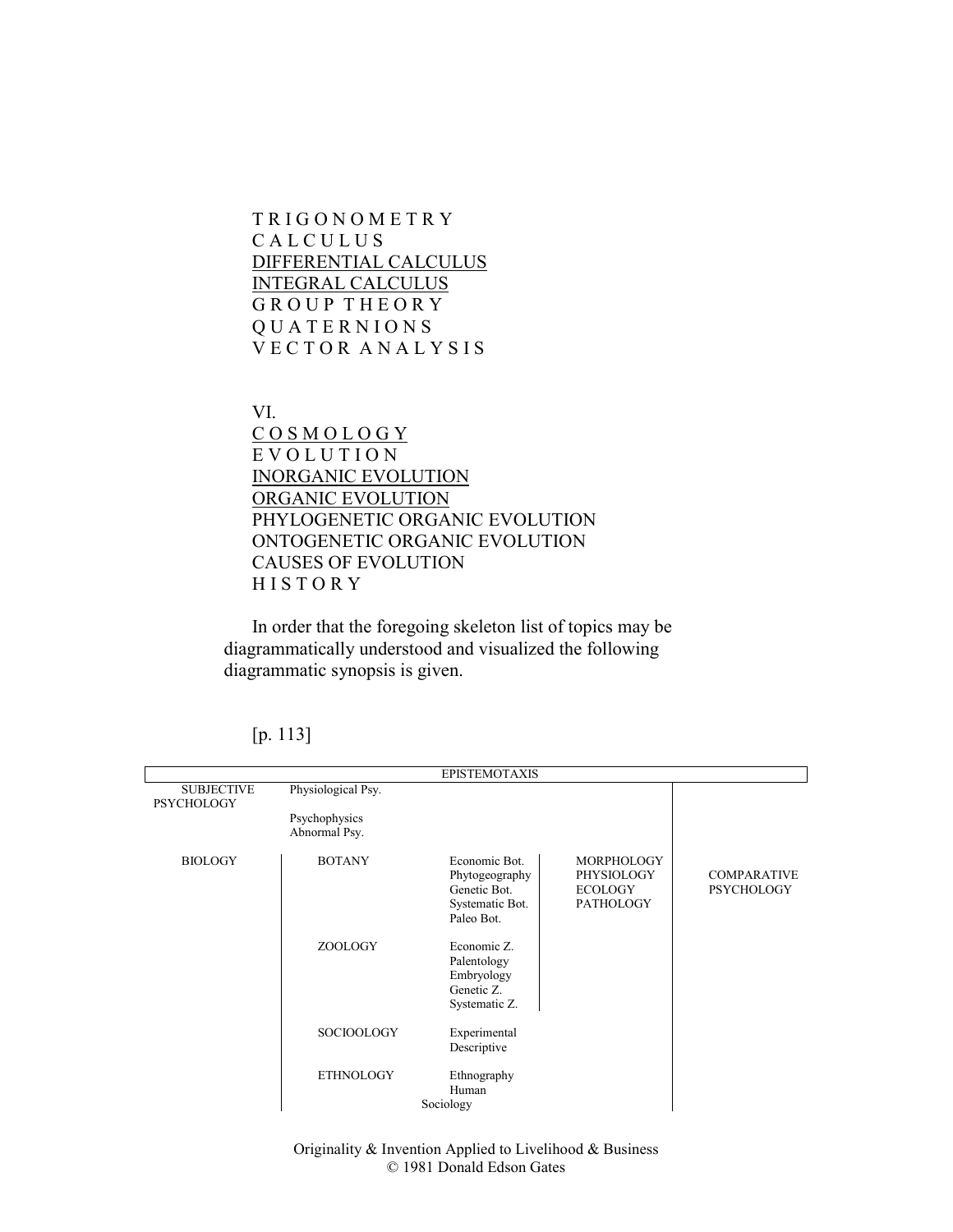T R I G O N O M E T R Y
C A L C U L U S
<u>DIFFERENTIAL CALCULUS</u>
<u>INTEGRAL CALCULUS</u>
G R O U P T H E O R Y
Q U A T E R N I O N S
V E C T O R A N A L Y S I S

VI.
<u>C O S M O L O G Y</u>
E V O L U T I O N
<u>INORGANIC EVOLUTION</u>
<u>ORGANIC EVOLUTION</u>
PHYLOGENETIC ORGANIC EVOLUTION
ONTOGENETIC ORGANIC EVOLUTION
CAUSES OF EVOLUTION
H I S T O R Y

In order that the foregoing skeleton list of topics may be diagrammatically understood and visualized the following diagrammatic synopsis is given.

[p. 113]

| EPISTEMOTAXIS | | | | |
|---|---|---|---|---|
| SUBJECTIVE PSYCHOLOGY | Physiological Psy.<br><br>Psychophysics<br>Abnormal Psy. | | | |
| BIOLOGY | BOTANY | Economic Bot.<br>Phytogeography<br>Genetic Bot.<br>Systematic Bot.<br>Paleo Bot. | MORPHOLOGY<br>PHYSIOLOGY<br>ECOLOGY<br>PATHOLOGY | COMPARATIVE PSYCHOLOGY |
| | ZOOLOGY | Economic Z.<br>Palentology<br>Embryology<br>Genetic Z.<br>Systematic Z. | | |
| | SOCIOOLOGY | Experimental<br>Descriptive | | |
| | ETHNOLOGY | Ethnography<br>Human<br>Sociology | | |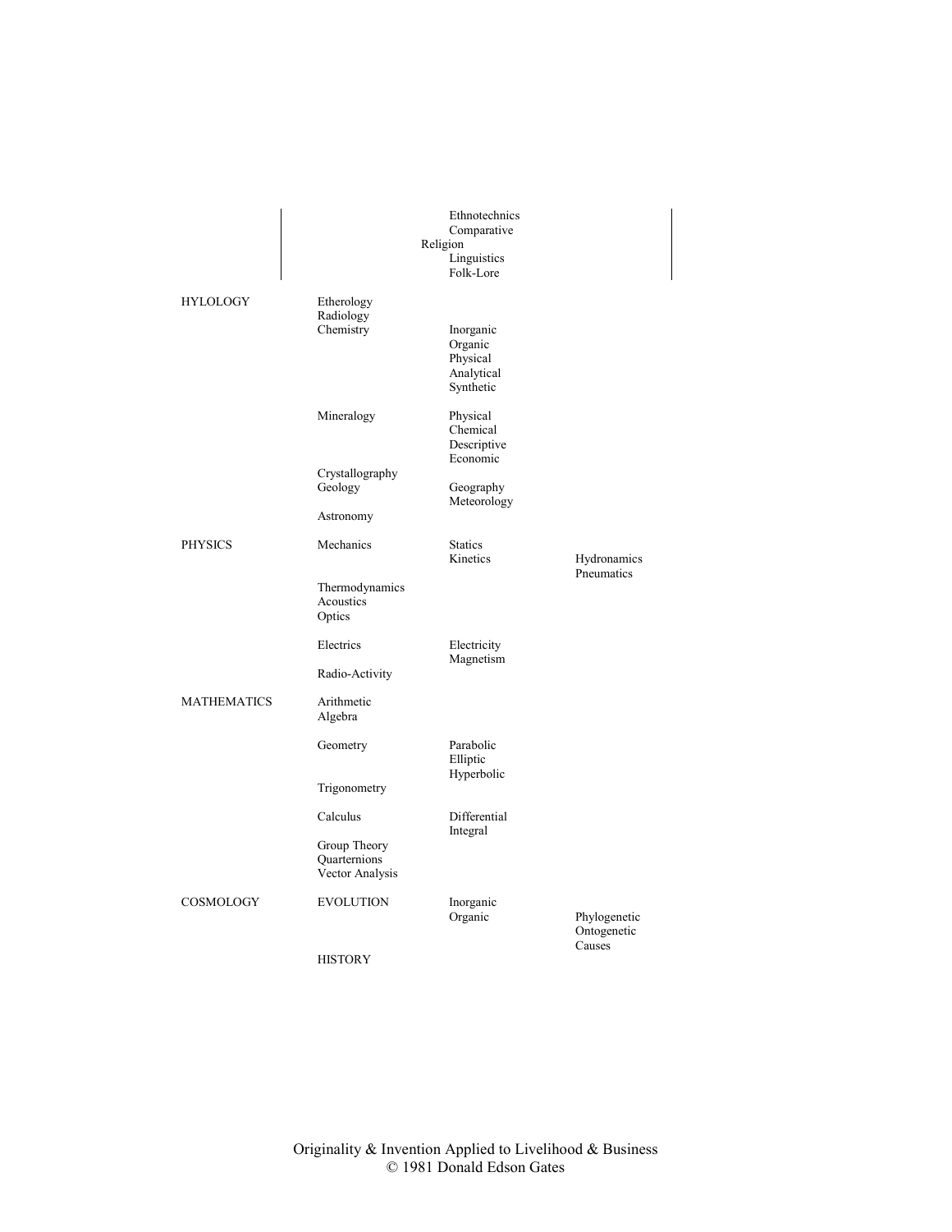| | | | |
|---|---|---|---|
| | | Ethnotechnics | |
| | | Comparative | |
| | Religion | | |
| | | Linguistics | |
| | | Folk-Lore | |
| HYLOLOGY | Etherology | | |
| | Radiology | | |
| | Chemistry | Inorganic | |
| | | Organic | |
| | | Physical | |
| | | Analytical | |
| | | Synthetic | |
| | Mineralogy | Physical | |
| | | Chemical | |
| | | Descriptive | |
| | | Economic | |
| | Crystallography | | |
| | Geology | Geography | |
| | | Meteorology | |
| | Astronomy | | |
| PHYSICS | Mechanics | Statics | |
| | | Kinetics | Hydronamics |
| | | | Pneumatics |
| | Thermodynamics | | |
| | Acoustics | | |
| | Optics | | |
| | Electrics | Electricity | |
| | | Magnetism | |
| | Radio-Activity | | |
| MATHEMATICS | Arithmetic | | |
| | Algebra | | |
| | Geometry | Parabolic | |
| | | Elliptic | |
| | | Hyperbolic | |
| | Trigonometry | | |
| | Calculus | Differential | |
| | | Integral | |
| | Group Theory | | |
| | Quarternions | | |
| | Vector Analysis | | |
| COSMOLOGY | EVOLUTION | Inorganic | |
| | | Organic | Phylogenetic |
| | | | Ontogenetic |
| | | | Causes |
| | HISTORY | | |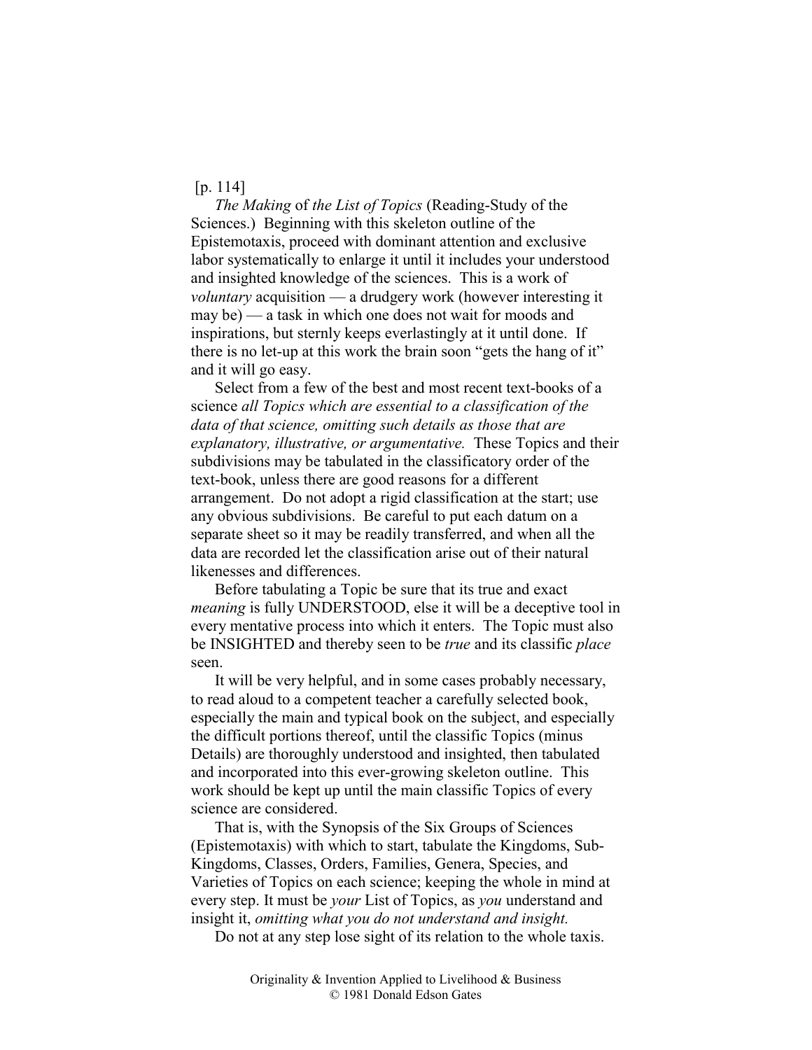[p. 114]

*The Making* of *the List of Topics* (Reading-Study of the Sciences.) Beginning with this skeleton outline of the Epistemotaxis, proceed with dominant attention and exclusive labor systematically to enlarge it until it includes your understood and insighted knowledge of the sciences. This is a work of *voluntary* acquisition — a drudgery work (however interesting it may be) — a task in which one does not wait for moods and inspirations, but sternly keeps everlastingly at it until done. If there is no let-up at this work the brain soon "gets the hang of it" and it will go easy.

Select from a few of the best and most recent text-books of a science *all Topics which are essential to a classification of the data of that science, omitting such details as those that are explanatory, illustrative, or argumentative.* These Topics and their subdivisions may be tabulated in the classificatory order of the text-book, unless there are good reasons for a different arrangement. Do not adopt a rigid classification at the start; use any obvious subdivisions. Be careful to put each datum on a separate sheet so it may be readily transferred, and when all the data are recorded let the classification arise out of their natural likenesses and differences.

Before tabulating a Topic be sure that its true and exact *meaning* is fully UNDERSTOOD, else it will be a deceptive tool in every mentative process into which it enters. The Topic must also be INSIGHTED and thereby seen to be *true* and its classific *place* seen.

It will be very helpful, and in some cases probably necessary, to read aloud to a competent teacher a carefully selected book, especially the main and typical book on the subject, and especially the difficult portions thereof, until the classific Topics (minus Details) are thoroughly understood and insighted, then tabulated and incorporated into this ever-growing skeleton outline. This work should be kept up until the main classific Topics of every science are considered.

That is, with the Synopsis of the Six Groups of Sciences (Epistemotaxis) with which to start, tabulate the Kingdoms, Sub-Kingdoms, Classes, Orders, Families, Genera, Species, and Varieties of Topics on each science; keeping the whole in mind at every step. It must be *your* List of Topics, as *you* understand and insight it, *omitting what you do not understand and insight.*

Do not at any step lose sight of its relation to the whole taxis.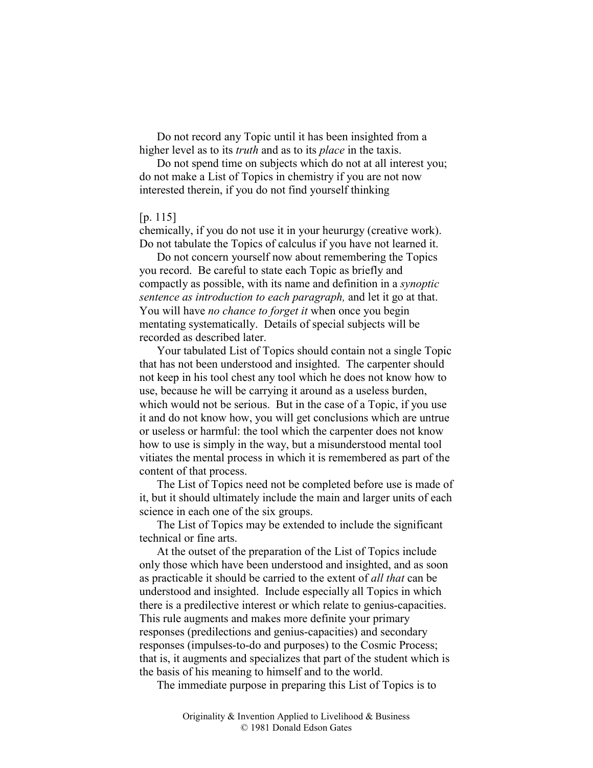Do not record any Topic until it has been insighted from a higher level as to its *truth* and as to its *place* in the taxis.

Do not spend time on subjects which do not at all interest you; do not make a List of Topics in chemistry if you are not now interested therein, if you do not find yourself thinking

[p. 115]

chemically, if you do not use it in your heururgy (creative work). Do not tabulate the Topics of calculus if you have not learned it.

Do not concern yourself now about remembering the Topics you record. Be careful to state each Topic as briefly and compactly as possible, with its name and definition in a *synoptic sentence as introduction to each paragraph,* and let it go at that. You will have *no chance to forget it* when once you begin mentating systematically. Details of special subjects will be recorded as described later.

Your tabulated List of Topics should contain not a single Topic that has not been understood and insighted. The carpenter should not keep in his tool chest any tool which he does not know how to use, because he will be carrying it around as a useless burden, which would not be serious. But in the case of a Topic, if you use it and do not know how, you will get conclusions which are untrue or useless or harmful: the tool which the carpenter does not know how to use is simply in the way, but a misunderstood mental tool vitiates the mental process in which it is remembered as part of the content of that process.

The List of Topics need not be completed before use is made of it, but it should ultimately include the main and larger units of each science in each one of the six groups.

The List of Topics may be extended to include the significant technical or fine arts.

At the outset of the preparation of the List of Topics include only those which have been understood and insighted, and as soon as practicable it should be carried to the extent of *all that* can be understood and insighted. Include especially all Topics in which there is a predilective interest or which relate to genius-capacities. This rule augments and makes more definite your primary responses (predilections and genius-capacities) and secondary responses (impulses-to-do and purposes) to the Cosmic Process; that is, it augments and specializes that part of the student which is the basis of his meaning to himself and to the world.

The immediate purpose in preparing this List of Topics is to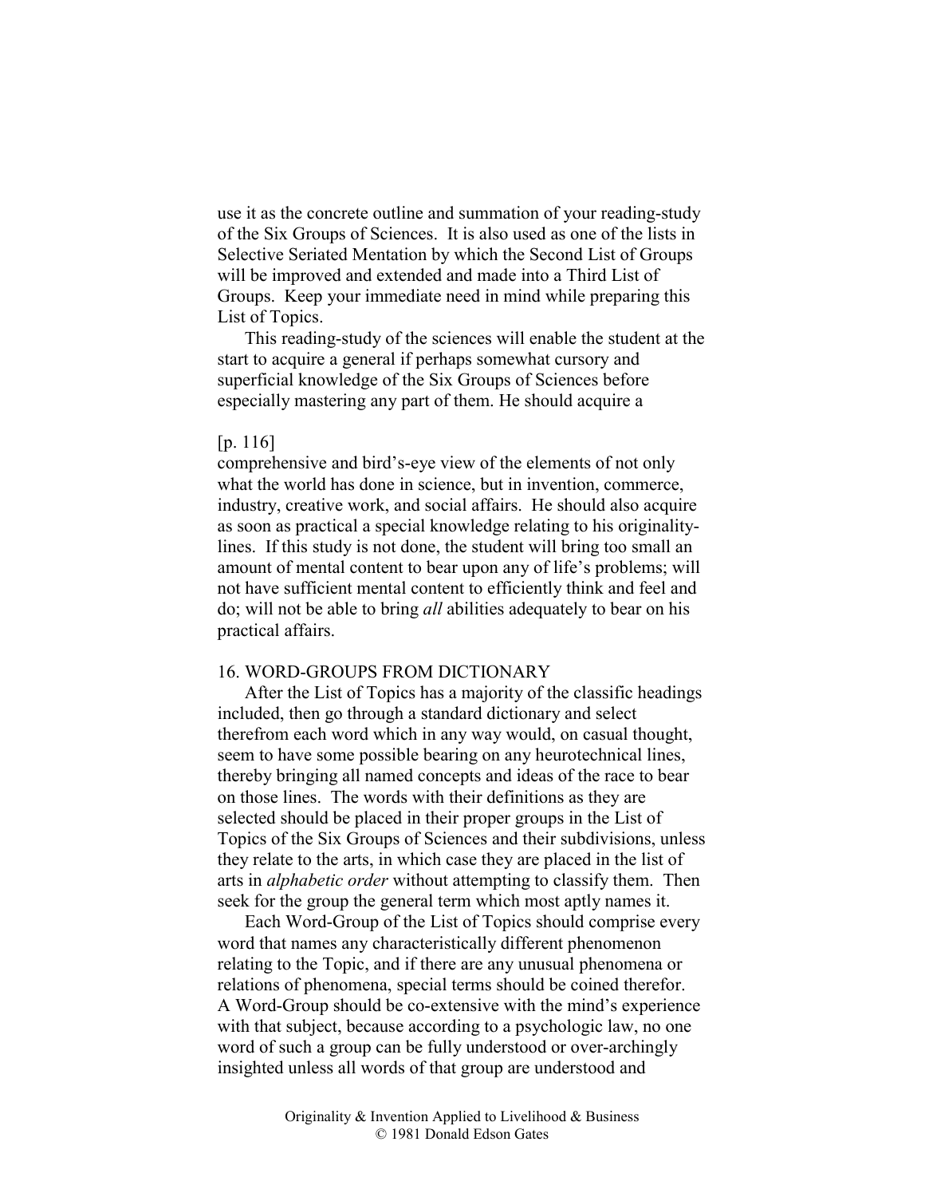use it as the concrete outline and summation of your reading-study of the Six Groups of Sciences. It is also used as one of the lists in Selective Seriated Mentation by which the Second List of Groups will be improved and extended and made into a Third List of Groups. Keep your immediate need in mind while preparing this List of Topics.

This reading-study of the sciences will enable the student at the start to acquire a general if perhaps somewhat cursory and superficial knowledge of the Six Groups of Sciences before especially mastering any part of them. He should acquire a

[p. 116]

comprehensive and bird's-eye view of the elements of not only what the world has done in science, but in invention, commerce, industry, creative work, and social affairs. He should also acquire as soon as practical a special knowledge relating to his originality-lines. If this study is not done, the student will bring too small an amount of mental content to bear upon any of life's problems; will not have sufficient mental content to efficiently think and feel and do; will not be able to bring *all* abilities adequately to bear on his practical affairs.

## 16. WORD-GROUPS FROM DICTIONARY

After the List of Topics has a majority of the classific headings included, then go through a standard dictionary and select therefrom each word which in any way would, on casual thought, seem to have some possible bearing on any heurotechnical lines, thereby bringing all named concepts and ideas of the race to bear on those lines. The words with their definitions as they are selected should be placed in their proper groups in the List of Topics of the Six Groups of Sciences and their subdivisions, unless they relate to the arts, in which case they are placed in the list of arts in *alphabetic order* without attempting to classify them. Then seek for the group the general term which most aptly names it.

Each Word-Group of the List of Topics should comprise every word that names any characteristically different phenomenon relating to the Topic, and if there are any unusual phenomena or relations of phenomena, special terms should be coined therefor. A Word-Group should be co-extensive with the mind's experience with that subject, because according to a psychologic law, no one word of such a group can be fully understood or over-archingly insighted unless all words of that group are understood and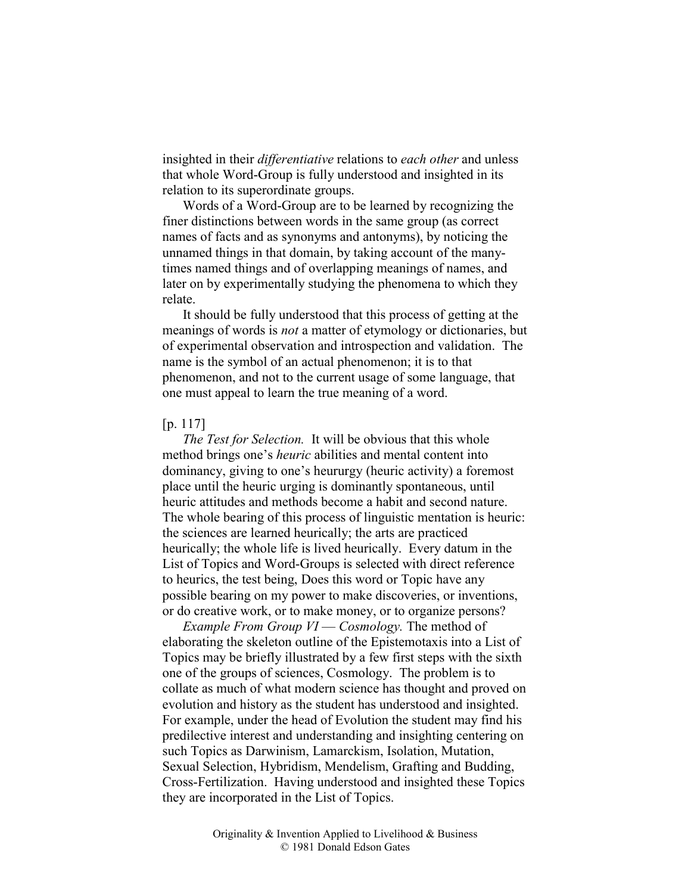insighted in their *differentiative* relations to *each other* and unless that whole Word-Group is fully understood and insighted in its relation to its superordinate groups.

Words of a Word-Group are to be learned by recognizing the finer distinctions between words in the same group (as correct names of facts and as synonyms and antonyms), by noticing the unnamed things in that domain, by taking account of the many-times named things and of overlapping meanings of names, and later on by experimentally studying the phenomena to which they relate.

It should be fully understood that this process of getting at the meanings of words is *not* a matter of etymology or dictionaries, but of experimental observation and introspection and validation. The name is the symbol of an actual phenomenon; it is to that phenomenon, and not to the current usage of some language, that one must appeal to learn the true meaning of a word.

[p. 117]

*The Test for Selection.* It will be obvious that this whole method brings one's *heuric* abilities and mental content into dominancy, giving to one's heururgy (heuric activity) a foremost place until the heuric urging is dominantly spontaneous, until heuric attitudes and methods become a habit and second nature. The whole bearing of this process of linguistic mentation is heuric: the sciences are learned heurically; the arts are practiced heurically; the whole life is lived heurically. Every datum in the List of Topics and Word-Groups is selected with direct reference to heurics, the test being, Does this word or Topic have any possible bearing on my power to make discoveries, or inventions, or do creative work, or to make money, or to organize persons?

*Example From Group VI — Cosmology.* The method of elaborating the skeleton outline of the Epistemotaxis into a List of Topics may be briefly illustrated by a few first steps with the sixth one of the groups of sciences, Cosmology. The problem is to collate as much of what modern science has thought and proved on evolution and history as the student has understood and insighted. For example, under the head of Evolution the student may find his predilective interest and understanding and insighting centering on such Topics as Darwinism, Lamarckism, Isolation, Mutation, Sexual Selection, Hybridism, Mendelism, Grafting and Budding, Cross-Fertilization. Having understood and insighted these Topics they are incorporated in the List of Topics.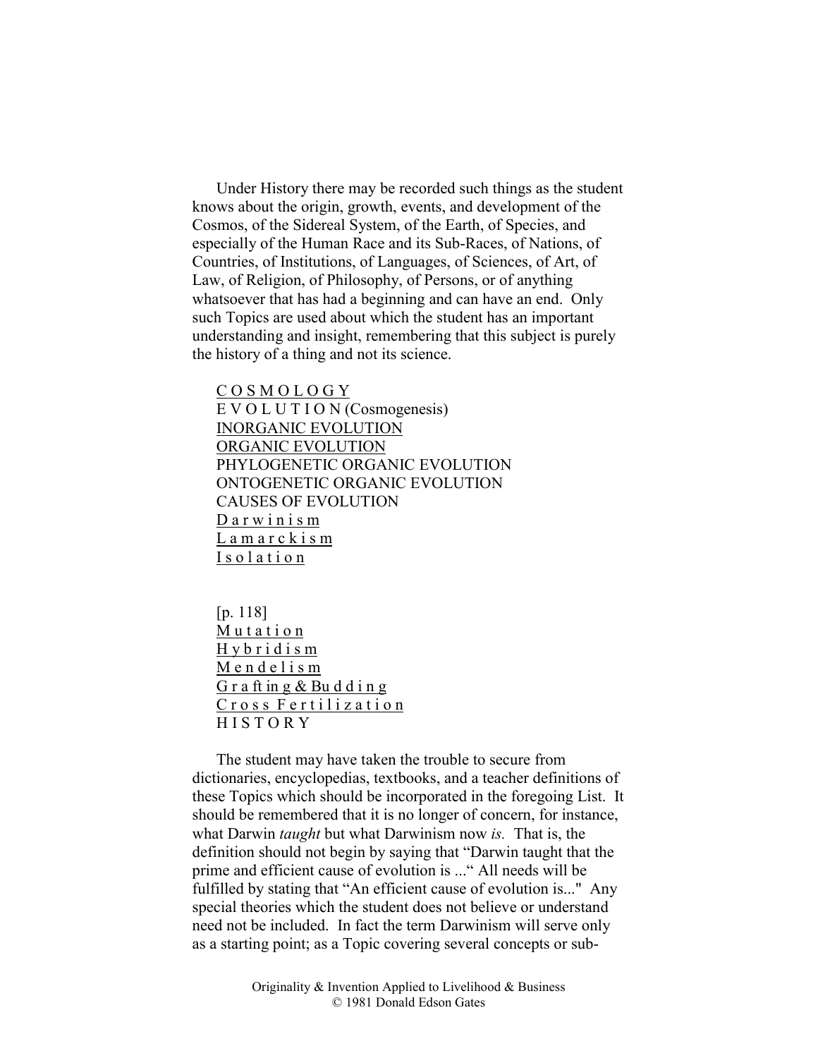Under History there may be recorded such things as the student knows about the origin, growth, events, and development of the Cosmos, of the Sidereal System, of the Earth, of Species, and especially of the Human Race and its Sub-Races, of Nations, of Countries, of Institutions, of Languages, of Sciences, of Art, of Law, of Religion, of Philosophy, of Persons, or of anything whatsoever that has had a beginning and can have an end. Only such Topics are used about which the student has an important understanding and insight, remembering that this subject is purely the history of a thing and not its science.

<u>C O S M O L O G Y</u>
E V O L U T I O N (Cosmogenesis)
<u>INORGANIC EVOLUTION</u>
<u>ORGANIC EVOLUTION</u>
PHYLOGENETIC ORGANIC EVOLUTION
ONTOGENETIC ORGANIC EVOLUTION
CAUSES OF EVOLUTION
<u>D a r w i n i s m</u>
<u>L a m a r c k i s m</u>
<u>I s o l a t i o n</u>

[p. 118]
<u>M u t a t i o n</u>
<u>H y b r i d i s m</u>
<u>M e n d e l i s m</u>
<u>G r a ft in g & Bu d d i n g</u>
<u>C r o s s F e r t i l i z a t i o n</u>
H I S T O R Y

The student may have taken the trouble to secure from dictionaries, encyclopedias, textbooks, and a teacher definitions of these Topics which should be incorporated in the foregoing List. It should be remembered that it is no longer of concern, for instance, what Darwin *taught* but what Darwinism now *is*. That is, the definition should not begin by saying that "Darwin taught that the prime and efficient cause of evolution is ..." All needs will be fulfilled by stating that "An efficient cause of evolution is..." Any special theories which the student does not believe or understand need not be included. In fact the term Darwinism will serve only as a starting point; as a Topic covering several concepts or sub-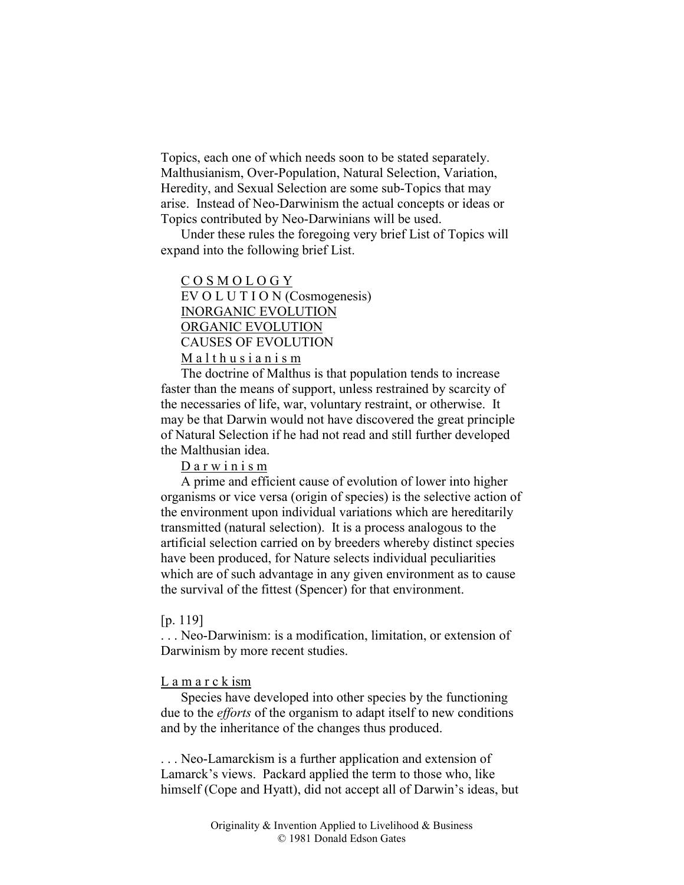Topics, each one of which needs soon to be stated separately. Malthusianism, Over-Population, Natural Selection, Variation, Heredity, and Sexual Selection are some sub-Topics that may arise. Instead of Neo-Darwinism the actual concepts or ideas or Topics contributed by Neo-Darwinians will be used.

Under these rules the foregoing very brief List of Topics will expand into the following brief List.

C O S M O L O G Y
EV O L U T I O N (Cosmogenesis)
INORGANIC EVOLUTION
ORGANIC EVOLUTION
CAUSES OF EVOLUTION
M a l t h u s i a n i s m

The doctrine of Malthus is that population tends to increase faster than the means of support, unless restrained by scarcity of the necessaries of life, war, voluntary restraint, or otherwise. It may be that Darwin would not have discovered the great principle of Natural Selection if he had not read and still further developed the Malthusian idea.

D a r w i n i s m

A prime and efficient cause of evolution of lower into higher organisms or vice versa (origin of species) is the selective action of the environment upon individual variations which are hereditarily transmitted (natural selection). It is a process analogous to the artificial selection carried on by breeders whereby distinct species have been produced, for Nature selects individual peculiarities which are of such advantage in any given environment as to cause the survival of the fittest (Spencer) for that environment.

[p. 119]
. . . Neo-Darwinism: is a modification, limitation, or extension of Darwinism by more recent studies.

L a m a r c k ism

Species have developed into other species by the functioning due to the *efforts* of the organism to adapt itself to new conditions and by the inheritance of the changes thus produced.

. . . Neo-Lamarckism is a further application and extension of Lamarck's views. Packard applied the term to those who, like himself (Cope and Hyatt), did not accept all of Darwin's ideas, but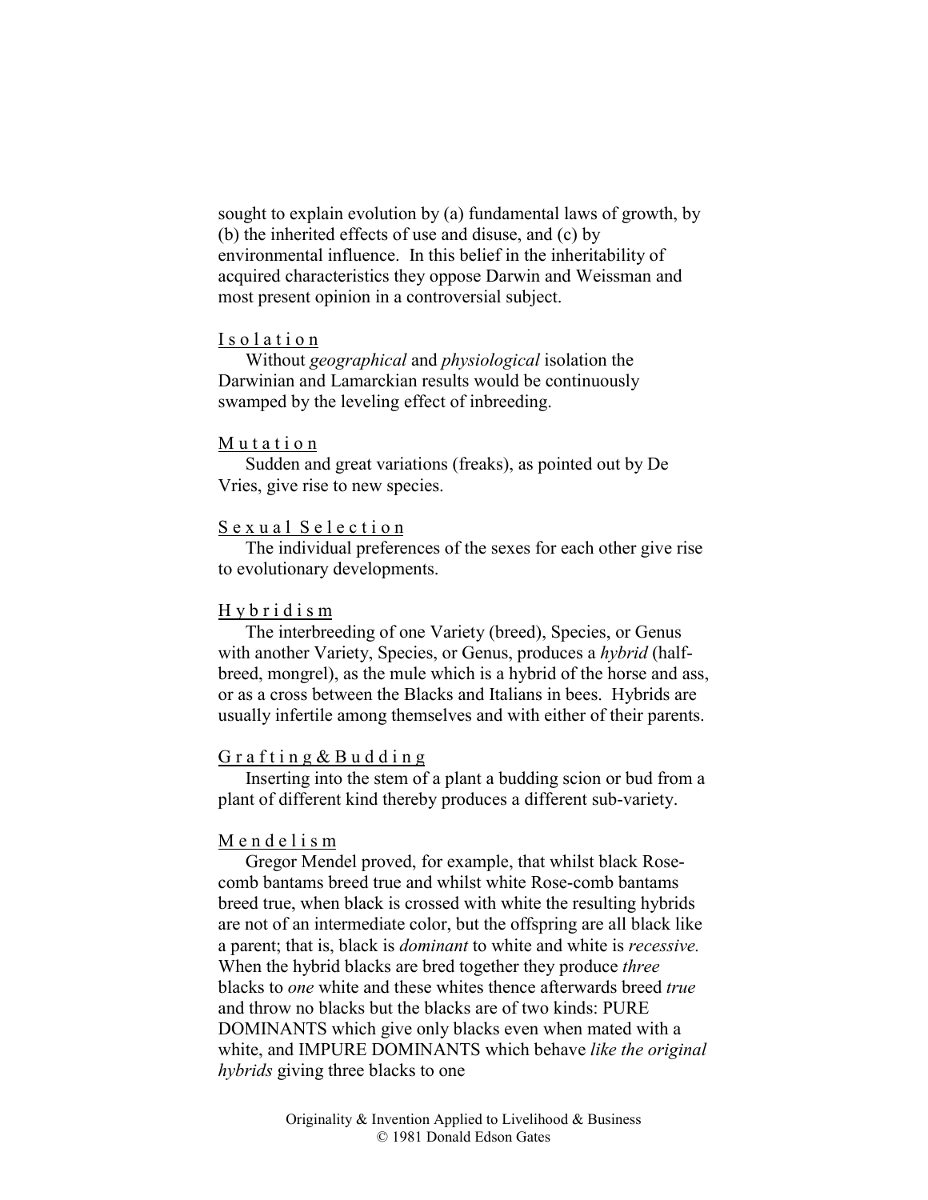sought to explain evolution by (a) fundamental laws of growth, by (b) the inherited effects of use and disuse, and (c) by environmental influence. In this belief in the inheritability of acquired characteristics they oppose Darwin and Weissman and most present opinion in a controversial subject.

### Isolation

Without *geographical* and *physiological* isolation the Darwinian and Lamarckian results would be continuously swamped by the leveling effect of inbreeding.

### Mutation

Sudden and great variations (freaks), as pointed out by De Vries, give rise to new species.

### Sexual Selection

The individual preferences of the sexes for each other give rise to evolutionary developments.

### Hybridism

The interbreeding of one Variety (breed), Species, or Genus with another Variety, Species, or Genus, produces a *hybrid* (half-breed, mongrel), as the mule which is a hybrid of the horse and ass, or as a cross between the Blacks and Italians in bees. Hybrids are usually infertile among themselves and with either of their parents.

### Grafting & Budding

Inserting into the stem of a plant a budding scion or bud from a plant of different kind thereby produces a different sub-variety.

### Mendelism

Gregor Mendel proved, for example, that whilst black Rose-comb bantams breed true and whilst white Rose-comb bantams breed true, when black is crossed with white the resulting hybrids are not of an intermediate color, but the offspring are all black like a parent; that is, black is *dominant* to white and white is *recessive.* When the hybrid blacks are bred together they produce *three* blacks to *one* white and these whites thence afterwards breed *true* and throw no blacks but the blacks are of two kinds: PURE DOMINANTS which give only blacks even when mated with a white, and IMPURE DOMINANTS which behave *like the original hybrids* giving three blacks to one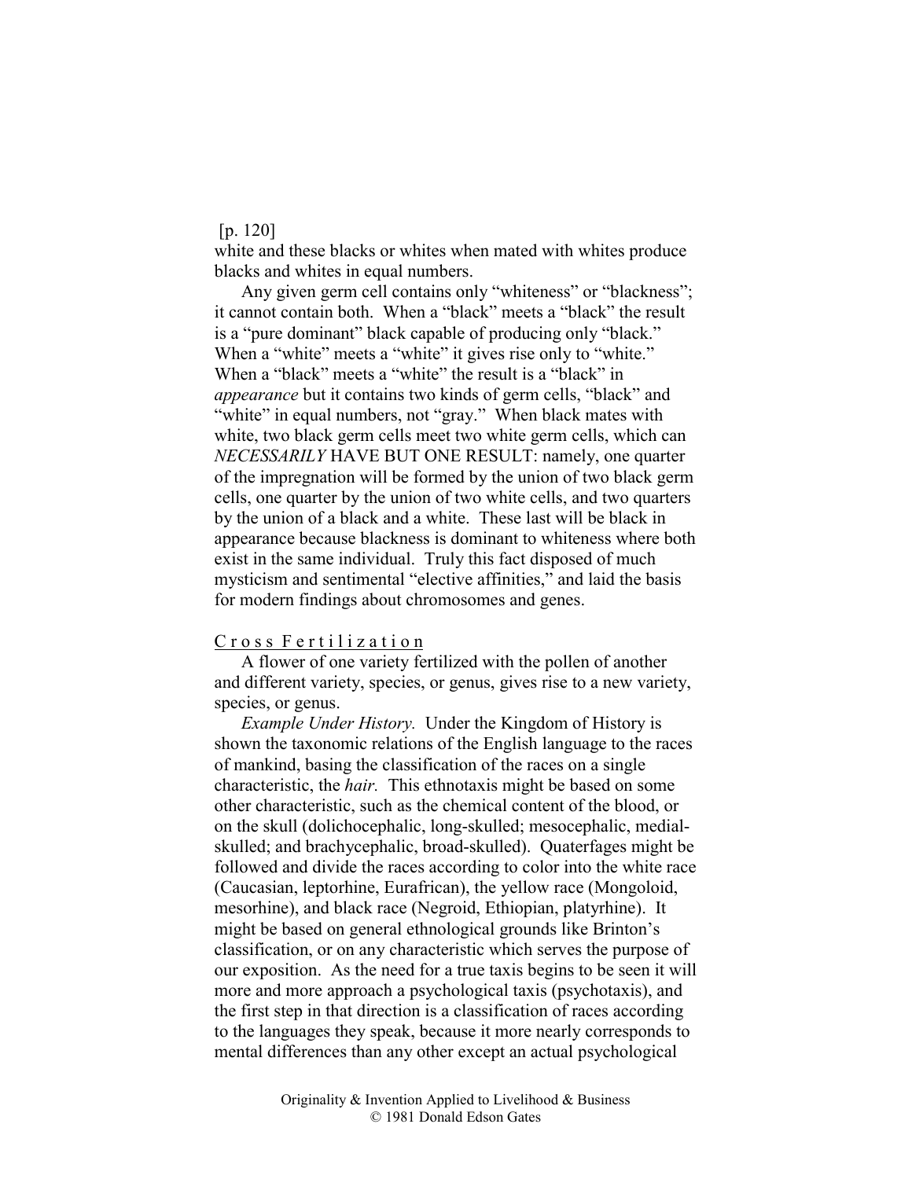[p. 120]
white and these blacks or whites when mated with whites produce blacks and whites in equal numbers.

Any given germ cell contains only "whiteness" or "blackness"; it cannot contain both. When a "black" meets a "black" the result is a "pure dominant" black capable of producing only "black." When a "white" meets a "white" it gives rise only to "white." When a "black" meets a "white" the result is a "black" in *appearance* but it contains two kinds of germ cells, "black" and "white" in equal numbers, not "gray." When black mates with white, two black germ cells meet two white germ cells, which can *NECESSARILY* HAVE BUT ONE RESULT: namely, one quarter of the impregnation will be formed by the union of two black germ cells, one quarter by the union of two white cells, and two quarters by the union of a black and a white. These last will be black in appearance because blackness is dominant to whiteness where both exist in the same individual. Truly this fact disposed of much mysticism and sentimental "elective affinities," and laid the basis for modern findings about chromosomes and genes.

## Cross Fertilization

A flower of one variety fertilized with the pollen of another and different variety, species, or genus, gives rise to a new variety, species, or genus.

*Example Under History.* Under the Kingdom of History is shown the taxonomic relations of the English language to the races of mankind, basing the classification of the races on a single characteristic, the *hair.* This ethnotaxis might be based on some other characteristic, such as the chemical content of the blood, or on the skull (dolichocephalic, long-skulled; mesocephalic, medial-skulled; and brachycephalic, broad-skulled). Quaterfages might be followed and divide the races according to color into the white race (Caucasian, leptorhine, Eurafrican), the yellow race (Mongoloid, mesorhine), and black race (Negroid, Ethiopian, platyrhine). It might be based on general ethnological grounds like Brinton's classification, or on any characteristic which serves the purpose of our exposition. As the need for a true taxis begins to be seen it will more and more approach a psychological taxis (psychotaxis), and the first step in that direction is a classification of races according to the languages they speak, because it more nearly corresponds to mental differences than any other except an actual psychological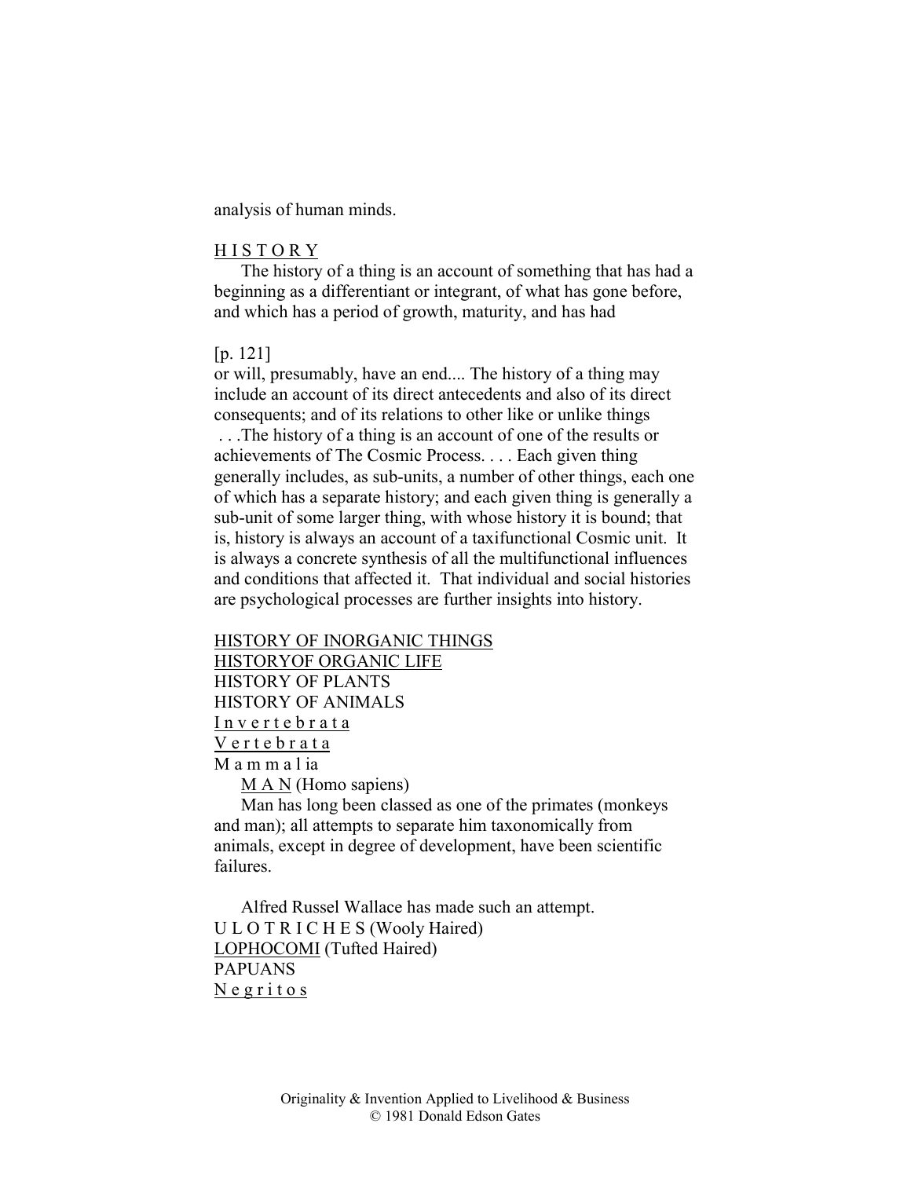analysis of human minds.

<u>H I S T O R Y</u>

The history of a thing is an account of something that has had a beginning as a differentiant or integrant, of what has gone before, and which has a period of growth, maturity, and has had

[p. 121]

or will, presumably, have an end.... The history of a thing may include an account of its direct antecedents and also of its direct consequents; and of its relations to other like or unlike things . . .The history of a thing is an account of one of the results or achievements of The Cosmic Process. . . . Each given thing generally includes, as sub-units, a number of other things, each one of which has a separate history; and each given thing is generally a sub-unit of some larger thing, with whose history it is bound; that is, history is always an account of a taxifunctional Cosmic unit. It is always a concrete synthesis of all the multifunctional influences and conditions that affected it. That individual and social histories are psychological processes are further insights into history.

<u>HISTORY OF INORGANIC THINGS</u>
<u>HISTORYOF ORGANIC LIFE</u>
HISTORY OF PLANTS
HISTORY OF ANIMALS
<u>I n v e r t e b r a t a</u>
<u>V e r t e b r a t a</u>
M a m m a l ia

<u>M A N</u> (Homo sapiens)

Man has long been classed as one of the primates (monkeys and man); all attempts to separate him taxonomically from animals, except in degree of development, have been scientific failures.

Alfred Russel Wallace has made such an attempt.

U L O T R I C H E S (Wooly Haired)
<u>LOPHOCOMI</u> (Tufted Haired)
PAPUANS
<u>N e g r i t o s</u>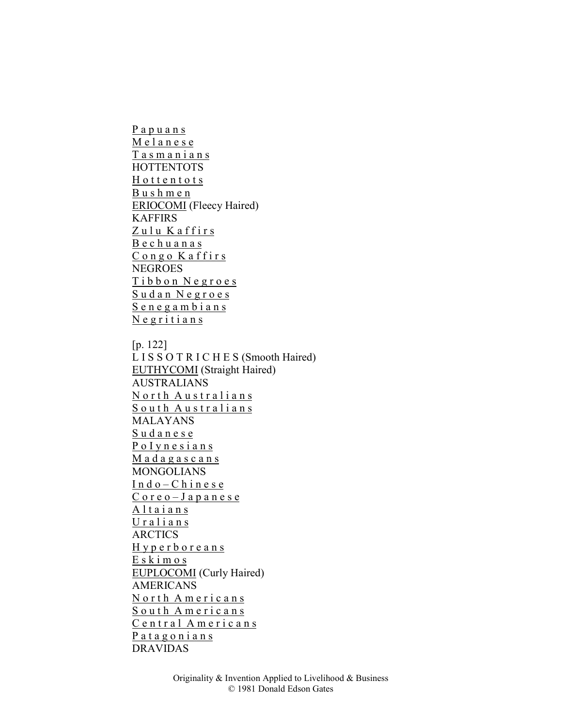<u>Papuans</u>
<u>Melanese</u>
<u>Tasmanians</u>
HOTTENTOTS
<u>Hottentots</u>
<u>Bushmen</u>
<u>ERIOCOMI</u> (Fleecy Haired)
KAFFIRS
<u>Zulu Kaffirs</u>
<u>Bechuanas</u>
<u>Congo Kaffirs</u>
NEGROES
<u>Tibbon Negroes</u>
<u>Sudan Negroes</u>
<u>Senegambians</u>
<u>Negritians</u>

[p. 122]
LISSOTRICHES (Smooth Haired)
<u>EUTHYCOMI</u> (Straight Haired)
AUSTRALIANS
<u>North Australians</u>
<u>South Australians</u>
MALAYANS
<u>Sudanese</u>
<u>Polynesians</u>
<u>Madagascans</u>
MONGOLIANS
<u>Indo–Chinese</u>
<u>Coreo–Japanese</u>
<u>Altaians</u>
<u>Uralians</u>
ARCTICS
<u>Hyperboreans</u>
<u>Eskimos</u>
<u>EUPLOCOMI</u> (Curly Haired)
AMERICANS
<u>North Americans</u>
<u>South Americans</u>
<u>Central Americans</u>
<u>Patagonians</u>
DRAVIDAS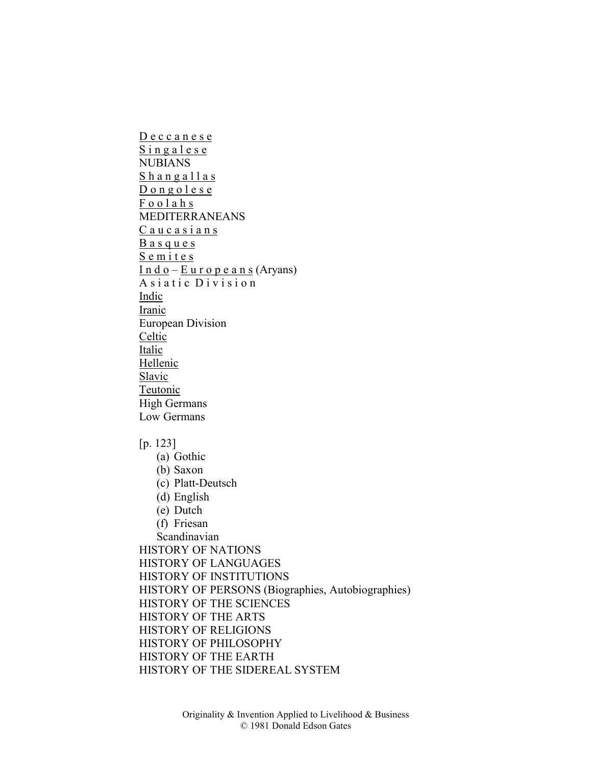<u>Deccanese</u>
<u>Singalese</u>
NUBIANS
<u>Shangallas</u>
<u>Dongolese</u>
<u>Foolahs</u>
MEDITERRANEANS
<u>Caucasians</u>
<u>Basques</u>
<u>Semites</u>
<u>Indo</u> – <u>Europeans</u> (Aryans)
Asiatic Division
<u>Indic</u>
<u>Iranic</u>
European Division
<u>Celtic</u>
<u>Italic</u>
<u>Hellenic</u>
<u>Slavic</u>
<u>Teutonic</u>
High Germans
Low Germans

[p. 123]

(a) Gothic
(b) Saxon
(c) Platt-Deutsch
(d) English
(e) Dutch
(f) Friesan
Scandinavian

HISTORY OF NATIONS
HISTORY OF LANGUAGES
HISTORY OF INSTITUTIONS
HISTORY OF PERSONS (Biographies, Autobiographies)
HISTORY OF THE SCIENCES
HISTORY OF THE ARTS
HISTORY OF RELIGIONS
HISTORY OF PHILOSOPHY
HISTORY OF THE EARTH
HISTORY OF THE SIDEREAL SYSTEM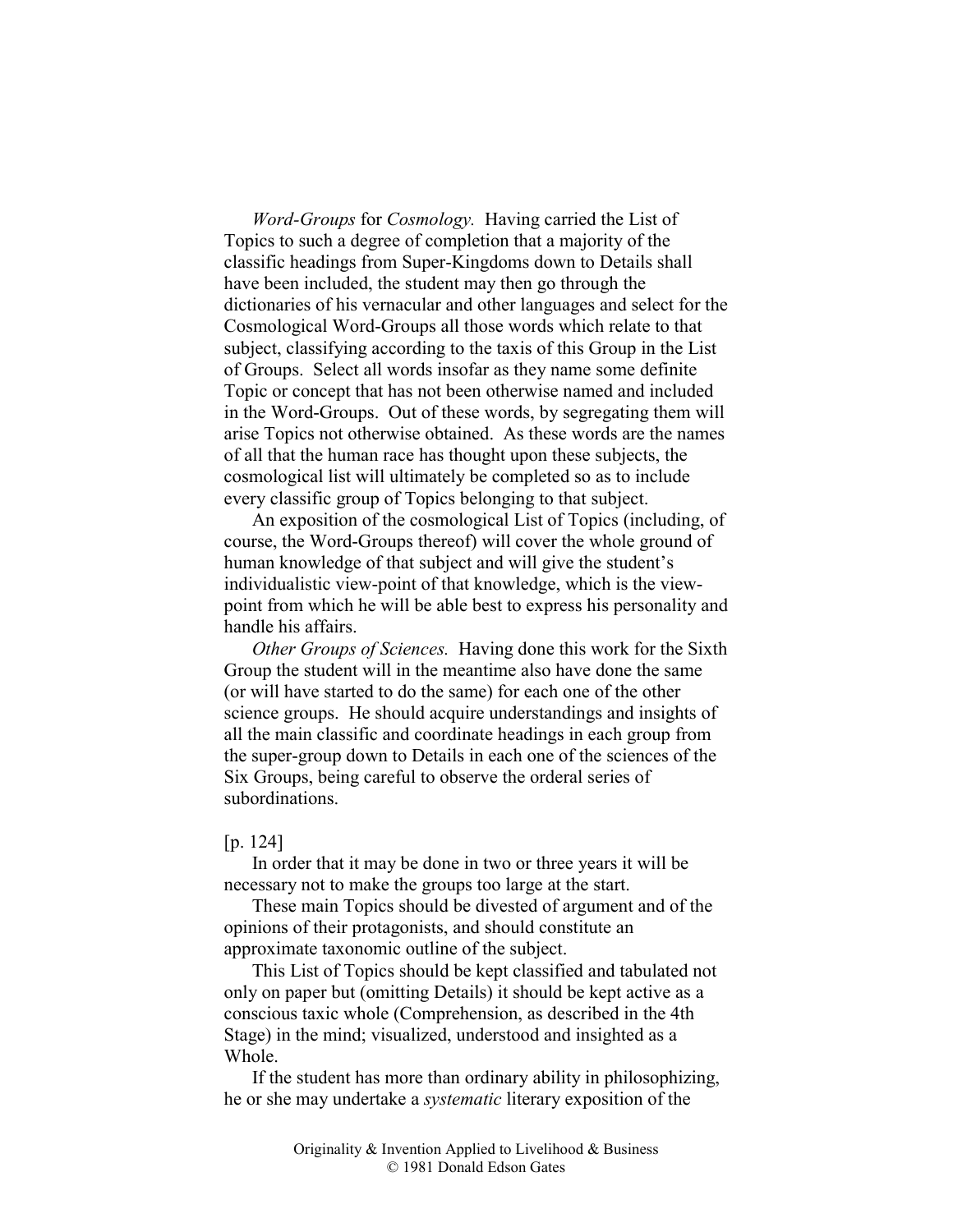*Word-Groups* for *Cosmology.* Having carried the List of Topics to such a degree of completion that a majority of the classific headings from Super-Kingdoms down to Details shall have been included, the student may then go through the dictionaries of his vernacular and other languages and select for the Cosmological Word-Groups all those words which relate to that subject, classifying according to the taxis of this Group in the List of Groups. Select all words insofar as they name some definite Topic or concept that has not been otherwise named and included in the Word-Groups. Out of these words, by segregating them will arise Topics not otherwise obtained. As these words are the names of all that the human race has thought upon these subjects, the cosmological list will ultimately be completed so as to include every classific group of Topics belonging to that subject.

An exposition of the cosmological List of Topics (including, of course, the Word-Groups thereof) will cover the whole ground of human knowledge of that subject and will give the student's individualistic view-point of that knowledge, which is the view-point from which he will be able best to express his personality and handle his affairs.

*Other Groups of Sciences.* Having done this work for the Sixth Group the student will in the meantime also have done the same (or will have started to do the same) for each one of the other science groups. He should acquire understandings and insights of all the main classific and coordinate headings in each group from the super-group down to Details in each one of the sciences of the Six Groups, being careful to observe the orderal series of subordinations.

[p. 124]

In order that it may be done in two or three years it will be necessary not to make the groups too large at the start.

These main Topics should be divested of argument and of the opinions of their protagonists, and should constitute an approximate taxonomic outline of the subject.

This List of Topics should be kept classified and tabulated not only on paper but (omitting Details) it should be kept active as a conscious taxic whole (Comprehension, as described in the 4th Stage) in the mind; visualized, understood and insighted as a Whole.

If the student has more than ordinary ability in philosophizing, he or she may undertake a *systematic* literary exposition of the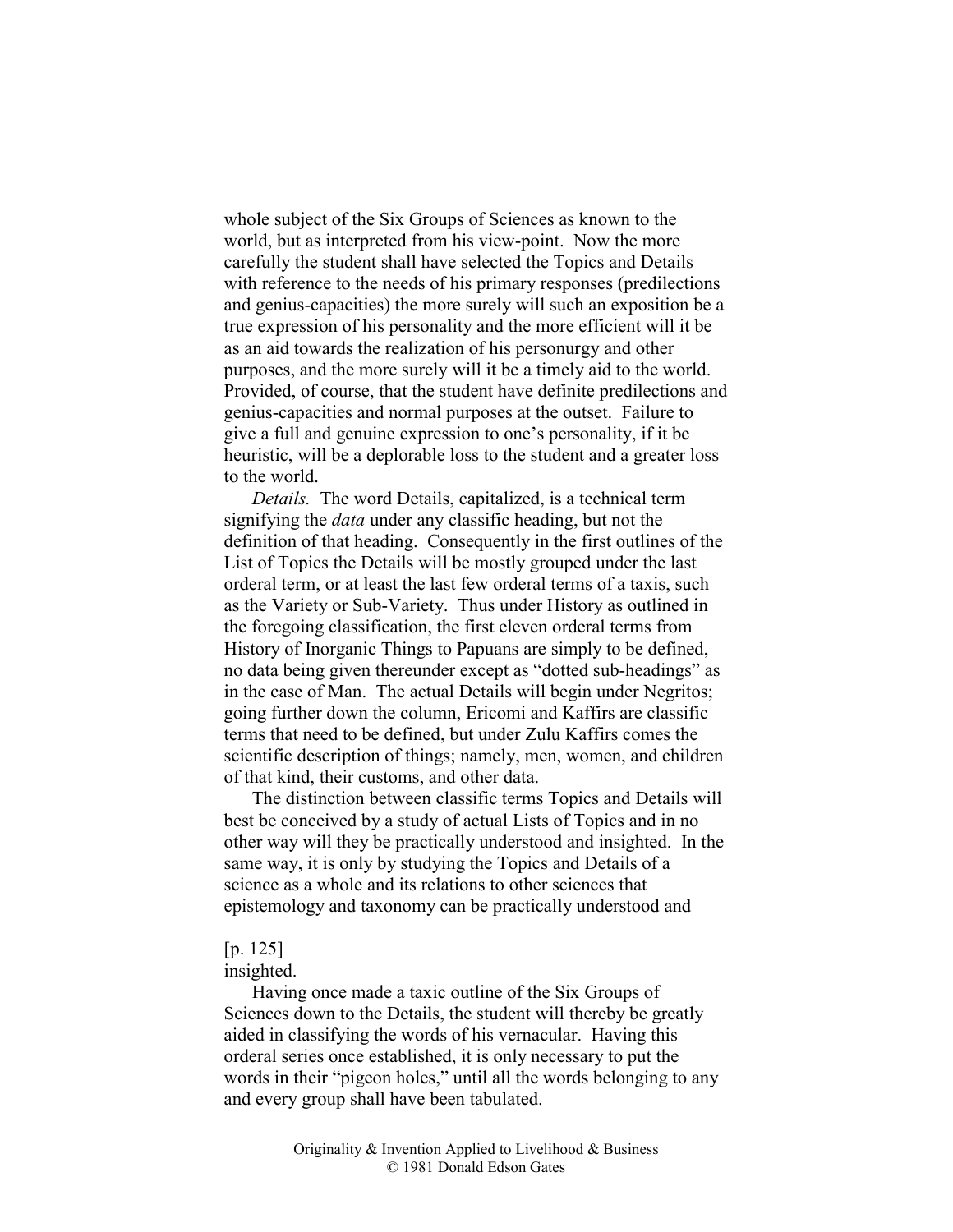whole subject of the Six Groups of Sciences as known to the world, but as interpreted from his view-point. Now the more carefully the student shall have selected the Topics and Details with reference to the needs of his primary responses (predilections and genius-capacities) the more surely will such an exposition be a true expression of his personality and the more efficient will it be as an aid towards the realization of his personurgy and other purposes, and the more surely will it be a timely aid to the world. Provided, of course, that the student have definite predilections and genius-capacities and normal purposes at the outset. Failure to give a full and genuine expression to one's personality, if it be heuristic, will be a deplorable loss to the student and a greater loss to the world.

*Details.* The word Details, capitalized, is a technical term signifying the *data* under any classific heading, but not the definition of that heading. Consequently in the first outlines of the List of Topics the Details will be mostly grouped under the last orderal term, or at least the last few orderal terms of a taxis, such as the Variety or Sub-Variety. Thus under History as outlined in the foregoing classification, the first eleven orderal terms from History of Inorganic Things to Papuans are simply to be defined, no data being given thereunder except as "dotted sub-headings" as in the case of Man. The actual Details will begin under Negritos; going further down the column, Ericomi and Kaffirs are classific terms that need to be defined, but under Zulu Kaffirs comes the scientific description of things; namely, men, women, and children of that kind, their customs, and other data.

The distinction between classific terms Topics and Details will best be conceived by a study of actual Lists of Topics and in no other way will they be practically understood and insighted. In the same way, it is only by studying the Topics and Details of a science as a whole and its relations to other sciences that epistemology and taxonomy can be practically understood and

[p. 125]

insighted.

Having once made a taxic outline of the Six Groups of Sciences down to the Details, the student will thereby be greatly aided in classifying the words of his vernacular. Having this orderal series once established, it is only necessary to put the words in their "pigeon holes," until all the words belonging to any and every group shall have been tabulated.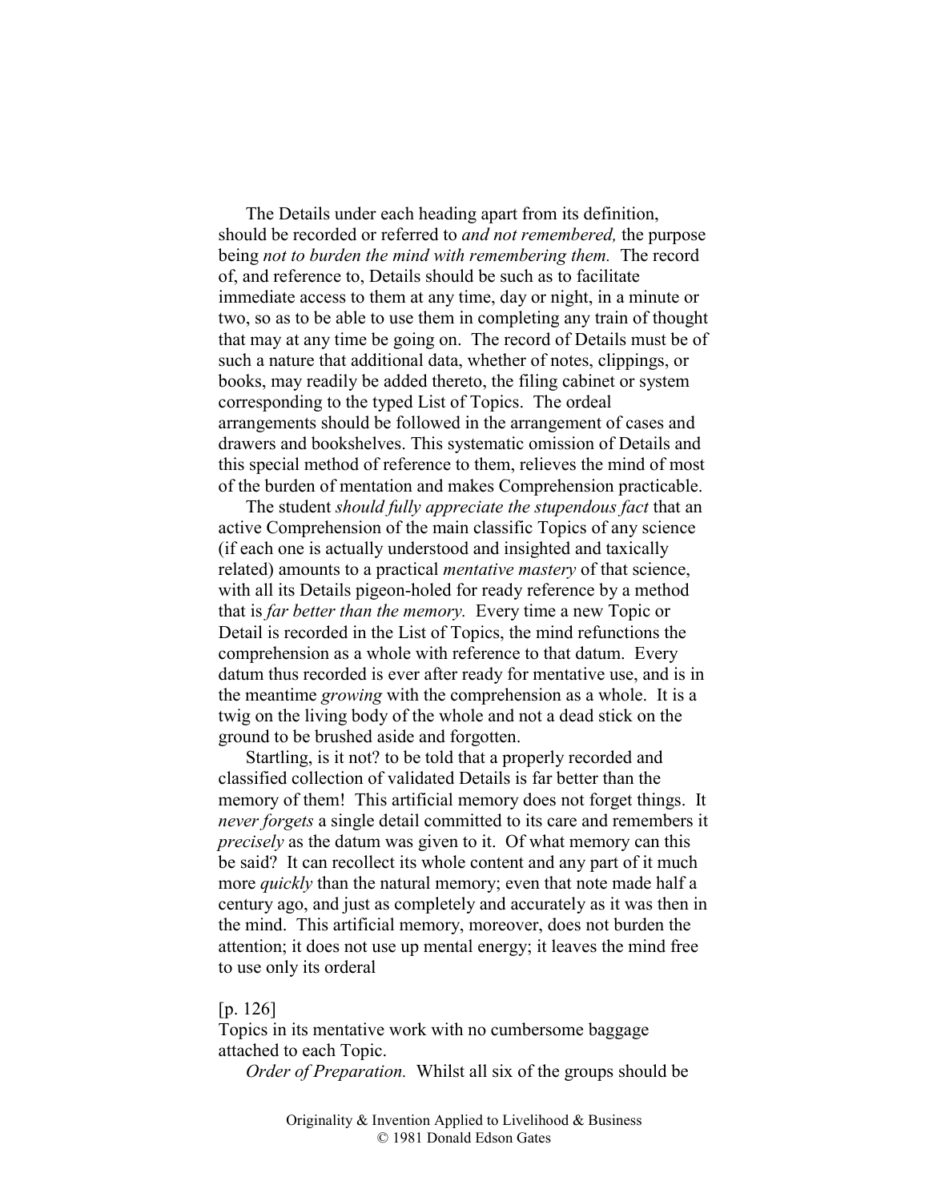The Details under each heading apart from its definition, should be recorded or referred to *and not remembered,* the purpose being *not to burden the mind with remembering them.* The record of, and reference to, Details should be such as to facilitate immediate access to them at any time, day or night, in a minute or two, so as to be able to use them in completing any train of thought that may at any time be going on. The record of Details must be of such a nature that additional data, whether of notes, clippings, or books, may readily be added thereto, the filing cabinet or system corresponding to the typed List of Topics. The ordeal arrangements should be followed in the arrangement of cases and drawers and bookshelves. This systematic omission of Details and this special method of reference to them, relieves the mind of most of the burden of mentation and makes Comprehension practicable.

The student *should fully appreciate the stupendous fact* that an active Comprehension of the main classific Topics of any science (if each one is actually understood and insighted and taxically related) amounts to a practical *mentative mastery* of that science, with all its Details pigeon-holed for ready reference by a method that is *far better than the memory.* Every time a new Topic or Detail is recorded in the List of Topics, the mind refunctions the comprehension as a whole with reference to that datum. Every datum thus recorded is ever after ready for mentative use, and is in the meantime *growing* with the comprehension as a whole. It is a twig on the living body of the whole and not a dead stick on the ground to be brushed aside and forgotten.

Startling, is it not? to be told that a properly recorded and classified collection of validated Details is far better than the memory of them! This artificial memory does not forget things. It *never forgets* a single detail committed to its care and remembers it *precisely* as the datum was given to it. Of what memory can this be said? It can recollect its whole content and any part of it much more *quickly* than the natural memory; even that note made half a century ago, and just as completely and accurately as it was then in the mind. This artificial memory, moreover, does not burden the attention; it does not use up mental energy; it leaves the mind free to use only its orderal

[p. 126]

Topics in its mentative work with no cumbersome baggage attached to each Topic.

*Order of Preparation.* Whilst all six of the groups should be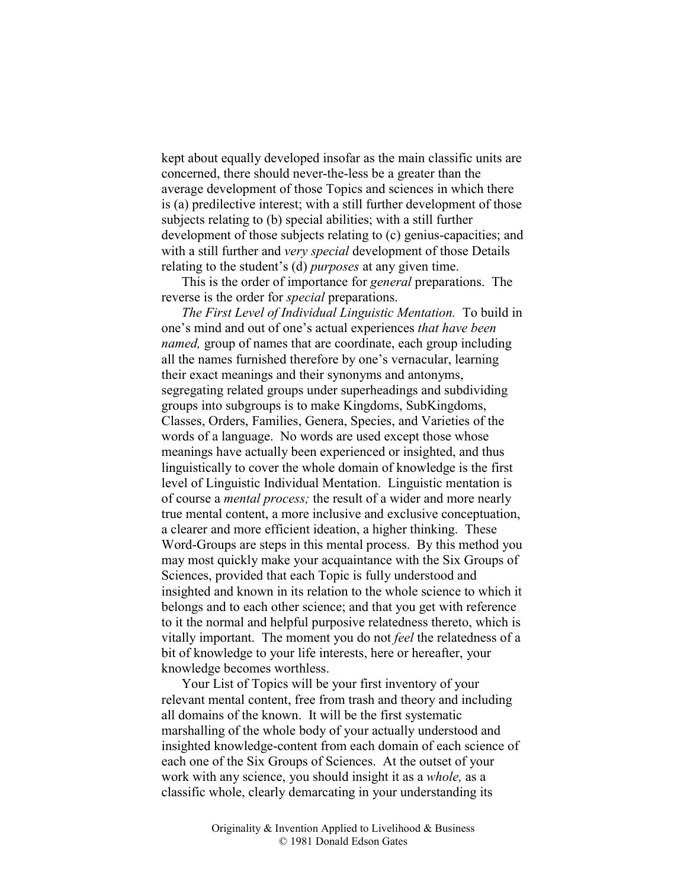kept about equally developed insofar as the main classific units are concerned, there should never-the-less be a greater than the average development of those Topics and sciences in which there is (a) predilective interest; with a still further development of those subjects relating to (b) special abilities; with a still further development of those subjects relating to (c) genius-capacities; and with a still further and *very special* development of those Details relating to the student's (d) *purposes* at any given time.

This is the order of importance for *general* preparations. The reverse is the order for *special* preparations.

*The First Level of Individual Linguistic Mentation.* To build in one's mind and out of one's actual experiences *that have been named,* group of names that are coordinate, each group including all the names furnished therefore by one's vernacular, learning their exact meanings and their synonyms and antonyms, segregating related groups under superheadings and subdividing groups into subgroups is to make Kingdoms, SubKingdoms, Classes, Orders, Families, Genera, Species, and Varieties of the words of a language. No words are used except those whose meanings have actually been experienced or insighted, and thus linguistically to cover the whole domain of knowledge is the first level of Linguistic Individual Mentation. Linguistic mentation is of course a *mental process;* the result of a wider and more nearly true mental content, a more inclusive and exclusive conceptuation, a clearer and more efficient ideation, a higher thinking. These Word-Groups are steps in this mental process. By this method you may most quickly make your acquaintance with the Six Groups of Sciences, provided that each Topic is fully understood and insighted and known in its relation to the whole science to which it belongs and to each other science; and that you get with reference to it the normal and helpful purposive relatedness thereto, which is vitally important. The moment you do not *feel* the relatedness of a bit of knowledge to your life interests, here or hereafter, your knowledge becomes worthless.

Your List of Topics will be your first inventory of your relevant mental content, free from trash and theory and including all domains of the known. It will be the first systematic marshalling of the whole body of your actually understood and insighted knowledge-content from each domain of each science of each one of the Six Groups of Sciences. At the outset of your work with any science, you should insight it as a *whole,* as a classific whole, clearly demarcating in your understanding its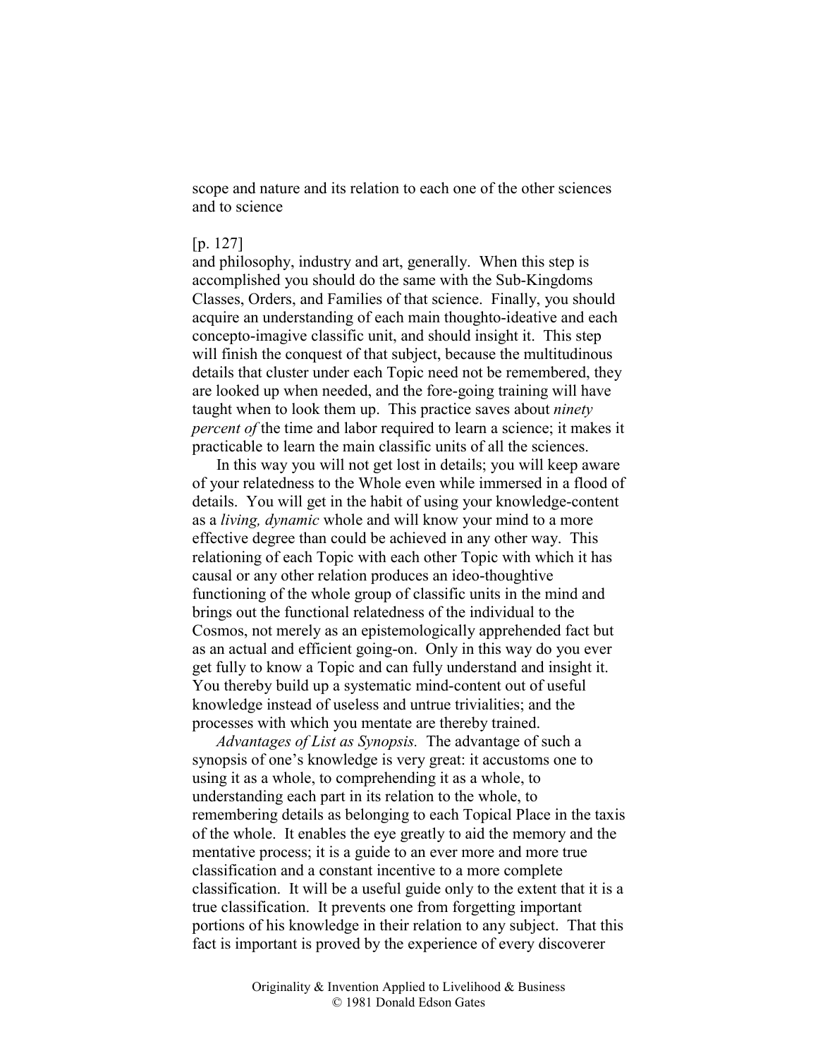scope and nature and its relation to each one of the other sciences and to science

[p. 127]
and philosophy, industry and art, generally. When this step is accomplished you should do the same with the Sub-Kingdoms Classes, Orders, and Families of that science. Finally, you should acquire an understanding of each main thoughto-ideative and each concepto-imagive classific unit, and should insight it. This step will finish the conquest of that subject, because the multitudinous details that cluster under each Topic need not be remembered, they are looked up when needed, and the fore-going training will have taught when to look them up. This practice saves about *ninety percent of* the time and labor required to learn a science; it makes it practicable to learn the main classific units of all the sciences.

In this way you will not get lost in details; you will keep aware of your relatedness to the Whole even while immersed in a flood of details. You will get in the habit of using your knowledge-content as a *living, dynamic* whole and will know your mind to a more effective degree than could be achieved in any other way. This relationing of each Topic with each other Topic with which it has causal or any other relation produces an ideo-thoughtive functioning of the whole group of classific units in the mind and brings out the functional relatedness of the individual to the Cosmos, not merely as an epistemologically apprehended fact but as an actual and efficient going-on. Only in this way do you ever get fully to know a Topic and can fully understand and insight it. You thereby build up a systematic mind-content out of useful knowledge instead of useless and untrue trivialities; and the processes with which you mentate are thereby trained.

*Advantages of List as Synopsis.* The advantage of such a synopsis of one's knowledge is very great: it accustoms one to using it as a whole, to comprehending it as a whole, to understanding each part in its relation to the whole, to remembering details as belonging to each Topical Place in the taxis of the whole. It enables the eye greatly to aid the memory and the mentative process; it is a guide to an ever more and more true classification and a constant incentive to a more complete classification. It will be a useful guide only to the extent that it is a true classification. It prevents one from forgetting important portions of his knowledge in their relation to any subject. That this fact is important is proved by the experience of every discoverer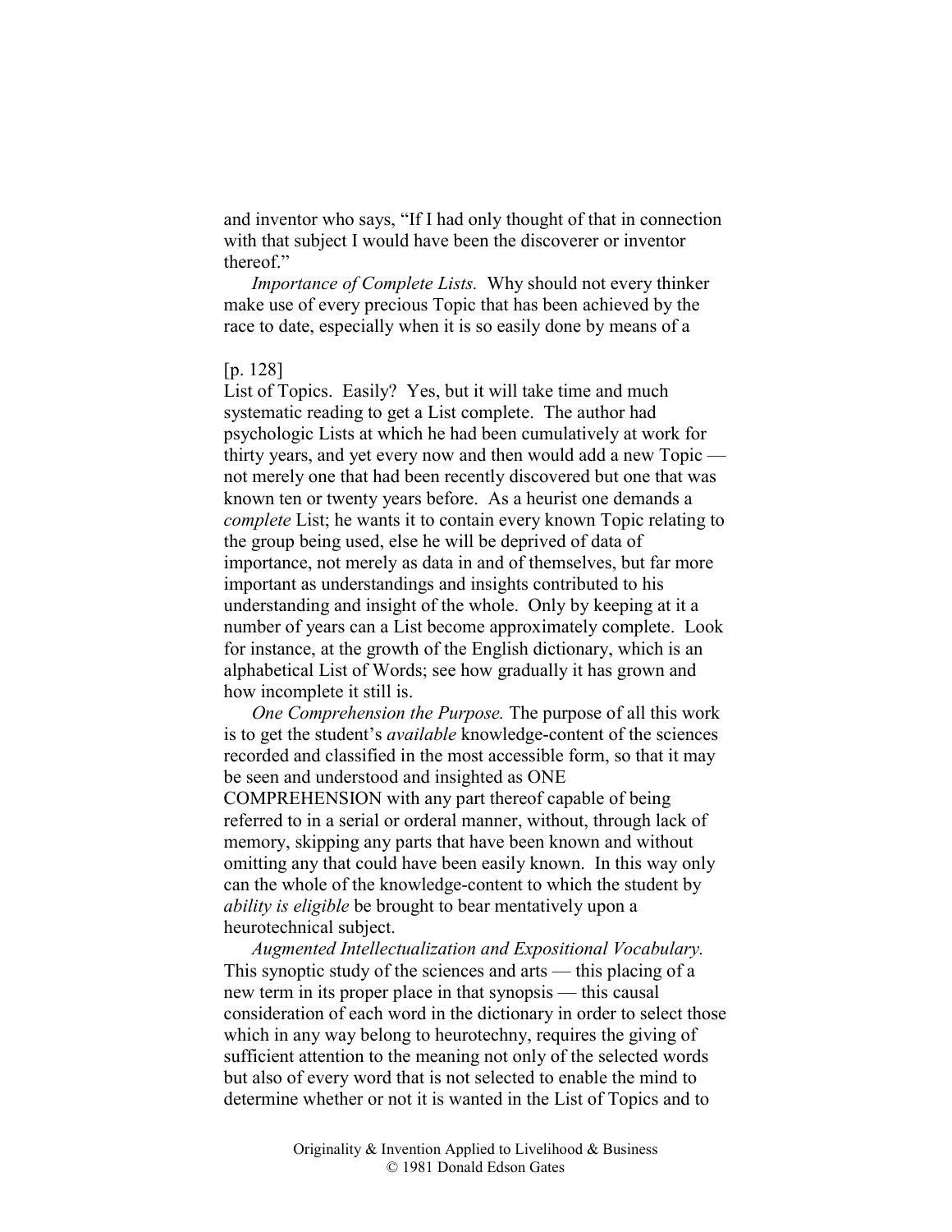and inventor who says, "If I had only thought of that in connection with that subject I would have been the discoverer or inventor thereof."

*Importance of Complete Lists.* Why should not every thinker make use of every precious Topic that has been achieved by the race to date, especially when it is so easily done by means of a

[p. 128]

List of Topics. Easily? Yes, but it will take time and much systematic reading to get a List complete. The author had psychologic Lists at which he had been cumulatively at work for thirty years, and yet every now and then would add a new Topic — not merely one that had been recently discovered but one that was known ten or twenty years before. As a heurist one demands a *complete* List; he wants it to contain every known Topic relating to the group being used, else he will be deprived of data of importance, not merely as data in and of themselves, but far more important as understandings and insights contributed to his understanding and insight of the whole. Only by keeping at it a number of years can a List become approximately complete. Look for instance, at the growth of the English dictionary, which is an alphabetical List of Words; see how gradually it has grown and how incomplete it still is.

*One Comprehension the Purpose.* The purpose of all this work is to get the student's *available* knowledge-content of the sciences recorded and classified in the most accessible form, so that it may be seen and understood and insighted as ONE COMPREHENSION with any part thereof capable of being referred to in a serial or orderal manner, without, through lack of memory, skipping any parts that have been known and without omitting any that could have been easily known. In this way only can the whole of the knowledge-content to which the student by *ability is eligible* be brought to bear mentatively upon a heurotechnical subject.

*Augmented Intellectualization and Expositional Vocabulary.* This synoptic study of the sciences and arts — this placing of a new term in its proper place in that synopsis — this causal consideration of each word in the dictionary in order to select those which in any way belong to heurotechny, requires the giving of sufficient attention to the meaning not only of the selected words but also of every word that is not selected to enable the mind to determine whether or not it is wanted in the List of Topics and to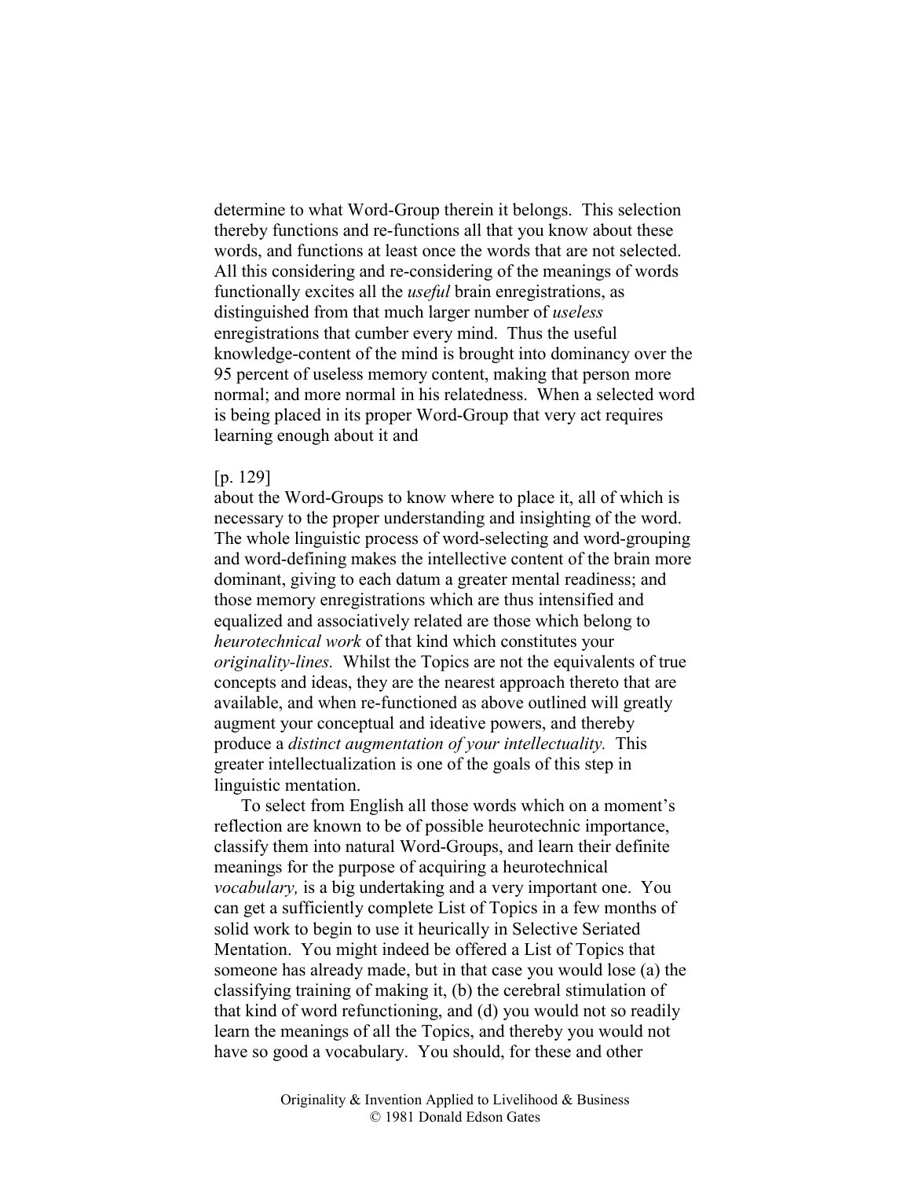determine to what Word-Group therein it belongs. This selection thereby functions and re-functions all that you know about these words, and functions at least once the words that are not selected. All this considering and re-considering of the meanings of words functionally excites all the *useful* brain enregistrations, as distinguished from that much larger number of *useless* enregistrations that cumber every mind. Thus the useful knowledge-content of the mind is brought into dominancy over the 95 percent of useless memory content, making that person more normal; and more normal in his relatedness. When a selected word is being placed in its proper Word-Group that very act requires learning enough about it and

[p. 129]

about the Word-Groups to know where to place it, all of which is necessary to the proper understanding and insighting of the word. The whole linguistic process of word-selecting and word-grouping and word-defining makes the intellective content of the brain more dominant, giving to each datum a greater mental readiness; and those memory enregistrations which are thus intensified and equalized and associatively related are those which belong to *heurotechnical work* of that kind which constitutes your *originality-lines.* Whilst the Topics are not the equivalents of true concepts and ideas, they are the nearest approach thereto that are available, and when re-functioned as above outlined will greatly augment your conceptual and ideative powers, and thereby produce a *distinct augmentation of your intellectuality.* This greater intellectualization is one of the goals of this step in linguistic mentation.

To select from English all those words which on a moment's reflection are known to be of possible heurotechnic importance, classify them into natural Word-Groups, and learn their definite meanings for the purpose of acquiring a heurotechnical *vocabulary,* is a big undertaking and a very important one. You can get a sufficiently complete List of Topics in a few months of solid work to begin to use it heurically in Selective Seriated Mentation. You might indeed be offered a List of Topics that someone has already made, but in that case you would lose (a) the classifying training of making it, (b) the cerebral stimulation of that kind of word refunctioning, and (d) you would not so readily learn the meanings of all the Topics, and thereby you would not have so good a vocabulary. You should, for these and other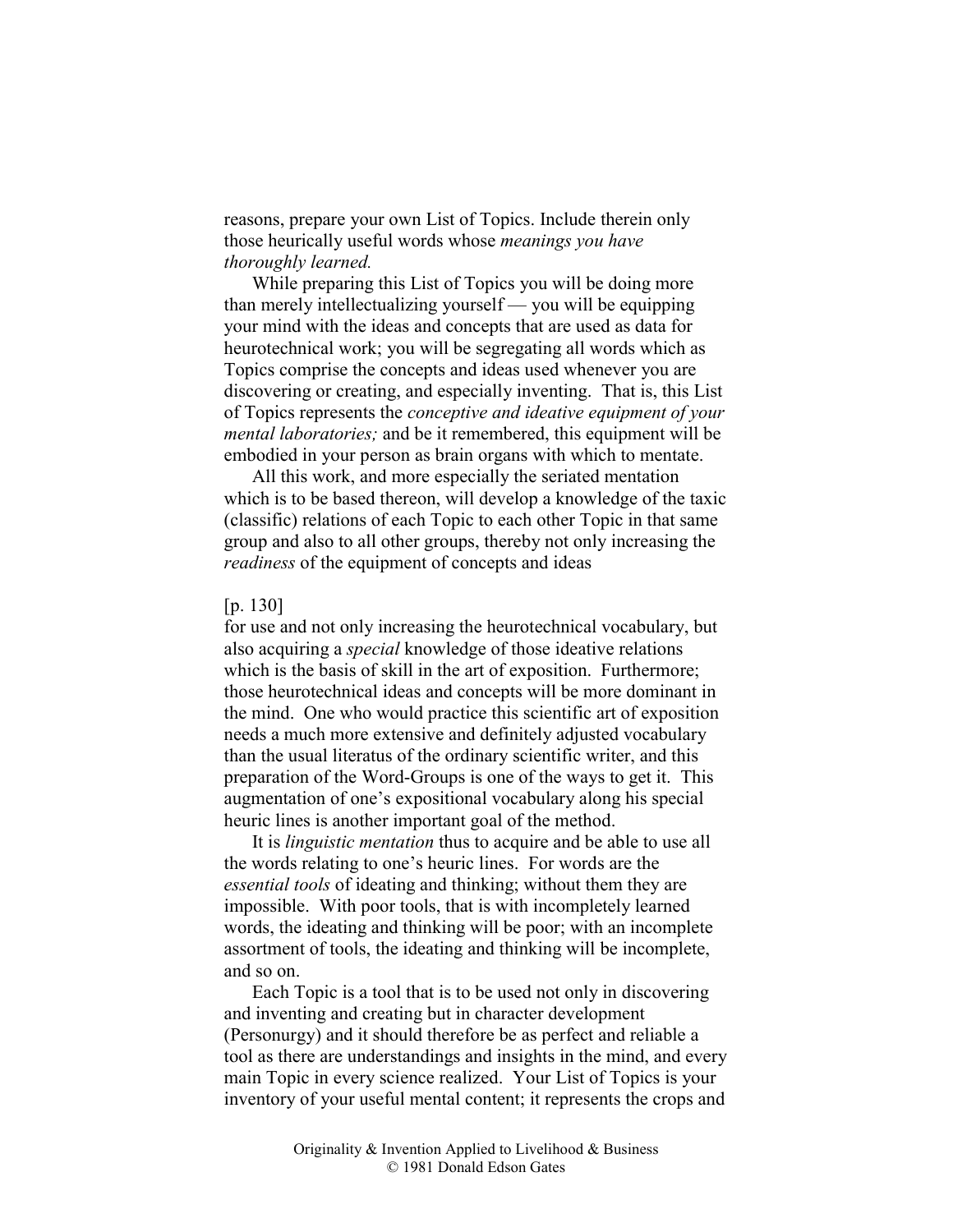reasons, prepare your own List of Topics. Include therein only those heurically useful words whose *meanings you have thoroughly learned.*

While preparing this List of Topics you will be doing more than merely intellectualizing yourself — you will be equipping your mind with the ideas and concepts that are used as data for heurotechnical work; you will be segregating all words which as Topics comprise the concepts and ideas used whenever you are discovering or creating, and especially inventing. That is, this List of Topics represents the *conceptive and ideative equipment of your mental laboratories;* and be it remembered, this equipment will be embodied in your person as brain organs with which to mentate.

All this work, and more especially the seriated mentation which is to be based thereon, will develop a knowledge of the taxic (classific) relations of each Topic to each other Topic in that same group and also to all other groups, thereby not only increasing the *readiness* of the equipment of concepts and ideas

[p. 130]

for use and not only increasing the heurotechnical vocabulary, but also acquiring a *special* knowledge of those ideative relations which is the basis of skill in the art of exposition. Furthermore; those heurotechnical ideas and concepts will be more dominant in the mind. One who would practice this scientific art of exposition needs a much more extensive and definitely adjusted vocabulary than the usual literatus of the ordinary scientific writer, and this preparation of the Word-Groups is one of the ways to get it. This augmentation of one's expositional vocabulary along his special heuric lines is another important goal of the method.

It is *linguistic mentation* thus to acquire and be able to use all the words relating to one's heuric lines. For words are the *essential tools* of ideating and thinking; without them they are impossible. With poor tools, that is with incompletely learned words, the ideating and thinking will be poor; with an incomplete assortment of tools, the ideating and thinking will be incomplete, and so on.

Each Topic is a tool that is to be used not only in discovering and inventing and creating but in character development (Personurgy) and it should therefore be as perfect and reliable a tool as there are understandings and insights in the mind, and every main Topic in every science realized. Your List of Topics is your inventory of your useful mental content; it represents the crops and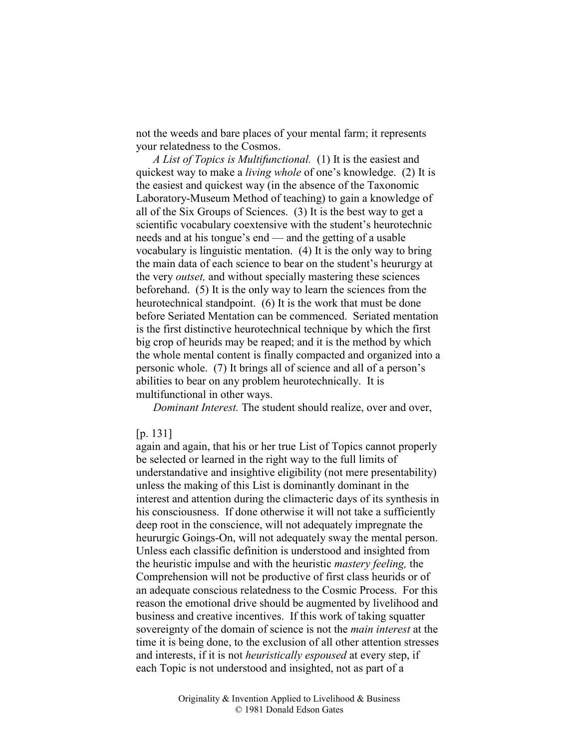not the weeds and bare places of your mental farm; it represents your relatedness to the Cosmos.

*A List of Topics is Multifunctional.* (1) It is the easiest and quickest way to make a *living whole* of one's knowledge. (2) It is the easiest and quickest way (in the absence of the Taxonomic Laboratory-Museum Method of teaching) to gain a knowledge of all of the Six Groups of Sciences. (3) It is the best way to get a scientific vocabulary coextensive with the student's heurotechnic needs and at his tongue's end — and the getting of a usable vocabulary is linguistic mentation. (4) It is the only way to bring the main data of each science to bear on the student's heururgy at the very *outset,* and without specially mastering these sciences beforehand. (5) It is the only way to learn the sciences from the heurotechnical standpoint. (6) It is the work that must be done before Seriated Mentation can be commenced. Seriated mentation is the first distinctive heurotechnical technique by which the first big crop of heurids may be reaped; and it is the method by which the whole mental content is finally compacted and organized into a personic whole. (7) It brings all of science and all of a person's abilities to bear on any problem heurotechnically. It is multifunctional in other ways.

*Dominant Interest.* The student should realize, over and over,

[p. 131]

again and again, that his or her true List of Topics cannot properly be selected or learned in the right way to the full limits of understandative and insightive eligibility (not mere presentability) unless the making of this List is dominantly dominant in the interest and attention during the climacteric days of its synthesis in his consciousness. If done otherwise it will not take a sufficiently deep root in the conscience, will not adequately impregnate the heururgic Goings-On, will not adequately sway the mental person. Unless each classific definition is understood and insighted from the heuristic impulse and with the heuristic *mastery feeling,* the Comprehension will not be productive of first class heurids or of an adequate conscious relatedness to the Cosmic Process. For this reason the emotional drive should be augmented by livelihood and business and creative incentives. If this work of taking squatter sovereignty of the domain of science is not the *main interest* at the time it is being done, to the exclusion of all other attention stresses and interests, if it is not *heuristically espoused* at every step, if each Topic is not understood and insighted, not as part of a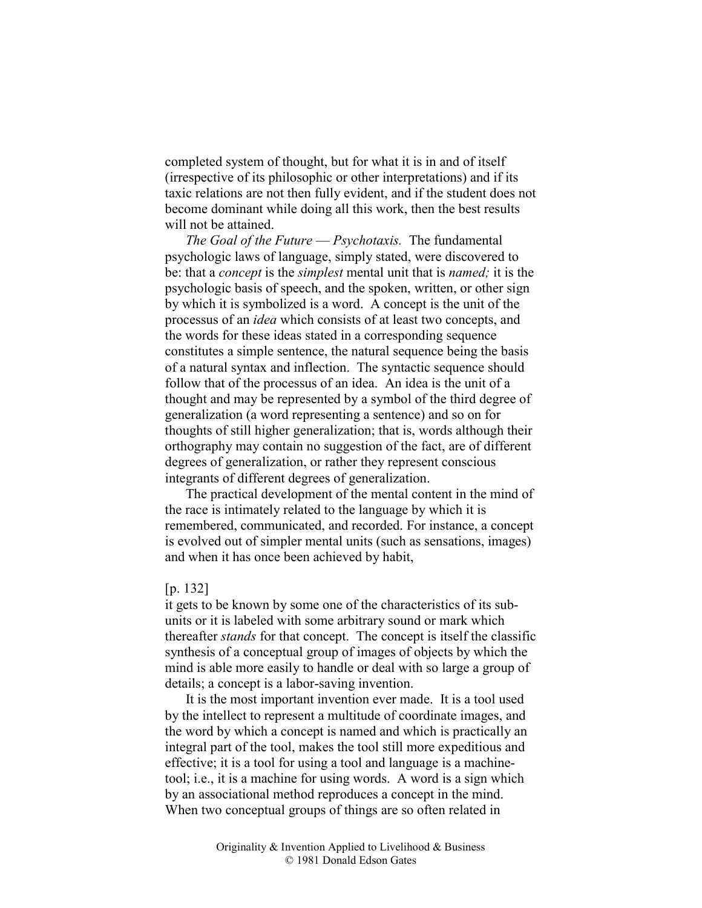completed system of thought, but for what it is in and of itself (irrespective of its philosophic or other interpretations) and if its taxic relations are not then fully evident, and if the student does not become dominant while doing all this work, then the best results will not be attained.

*The Goal of the Future — Psychotaxis.* The fundamental psychologic laws of language, simply stated, were discovered to be: that a *concept* is the *simplest* mental unit that is *named;* it is the psychologic basis of speech, and the spoken, written, or other sign by which it is symbolized is a word. A concept is the unit of the processus of an *idea* which consists of at least two concepts, and the words for these ideas stated in a corresponding sequence constitutes a simple sentence, the natural sequence being the basis of a natural syntax and inflection. The syntactic sequence should follow that of the processus of an idea. An idea is the unit of a thought and may be represented by a symbol of the third degree of generalization (a word representing a sentence) and so on for thoughts of still higher generalization; that is, words although their orthography may contain no suggestion of the fact, are of different degrees of generalization, or rather they represent conscious integrants of different degrees of generalization.

The practical development of the mental content in the mind of the race is intimately related to the language by which it is remembered, communicated, and recorded. For instance, a concept is evolved out of simpler mental units (such as sensations, images) and when it has once been achieved by habit,

[p. 132]

it gets to be known by some one of the characteristics of its sub-units or it is labeled with some arbitrary sound or mark which thereafter *stands* for that concept. The concept is itself the classific synthesis of a conceptual group of images of objects by which the mind is able more easily to handle or deal with so large a group of details; a concept is a labor-saving invention.

It is the most important invention ever made. It is a tool used by the intellect to represent a multitude of coordinate images, and the word by which a concept is named and which is practically an integral part of the tool, makes the tool still more expeditious and effective; it is a tool for using a tool and language is a machine-tool; i.e., it is a machine for using words. A word is a sign which by an associational method reproduces a concept in the mind. When two conceptual groups of things are so often related in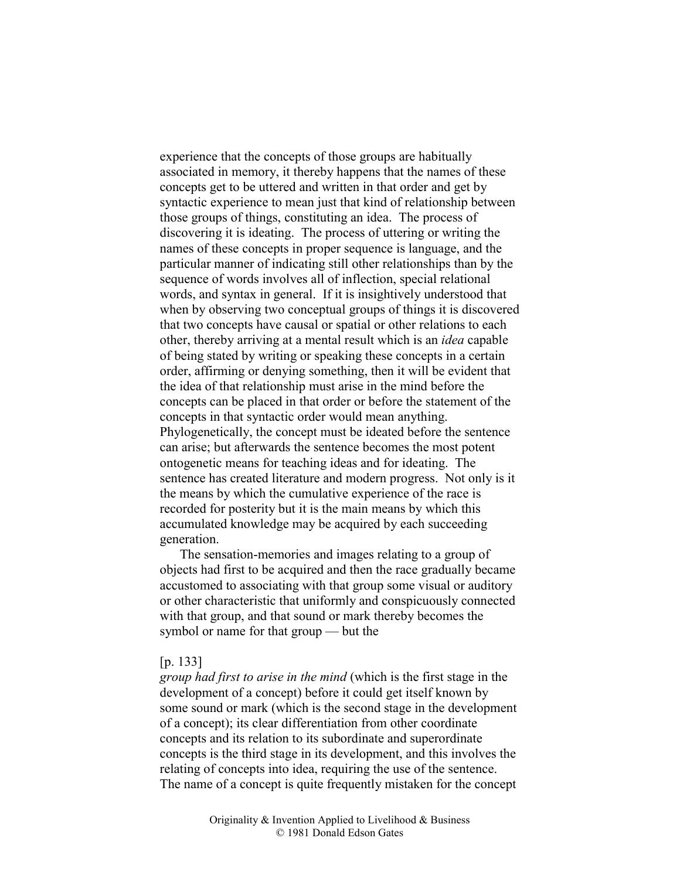experience that the concepts of those groups are habitually associated in memory, it thereby happens that the names of these concepts get to be uttered and written in that order and get by syntactic experience to mean just that kind of relationship between those groups of things, constituting an idea. The process of discovering it is ideating. The process of uttering or writing the names of these concepts in proper sequence is language, and the particular manner of indicating still other relationships than by the sequence of words involves all of inflection, special relational words, and syntax in general. If it is insightively understood that when by observing two conceptual groups of things it is discovered that two concepts have causal or spatial or other relations to each other, thereby arriving at a mental result which is an *idea* capable of being stated by writing or speaking these concepts in a certain order, affirming or denying something, then it will be evident that the idea of that relationship must arise in the mind before the concepts can be placed in that order or before the statement of the concepts in that syntactic order would mean anything. Phylogenetically, the concept must be ideated before the sentence can arise; but afterwards the sentence becomes the most potent ontogenetic means for teaching ideas and for ideating. The sentence has created literature and modern progress. Not only is it the means by which the cumulative experience of the race is recorded for posterity but it is the main means by which this accumulated knowledge may be acquired by each succeeding generation.

The sensation-memories and images relating to a group of objects had first to be acquired and then the race gradually became accustomed to associating with that group some visual or auditory or other characteristic that uniformly and conspicuously connected with that group, and that sound or mark thereby becomes the symbol or name for that group — but the

[p. 133]

*group had first to arise in the mind* (which is the first stage in the development of a concept) before it could get itself known by some sound or mark (which is the second stage in the development of a concept); its clear differentiation from other coordinate concepts and its relation to its subordinate and superordinate concepts is the third stage in its development, and this involves the relating of concepts into idea, requiring the use of the sentence. The name of a concept is quite frequently mistaken for the concept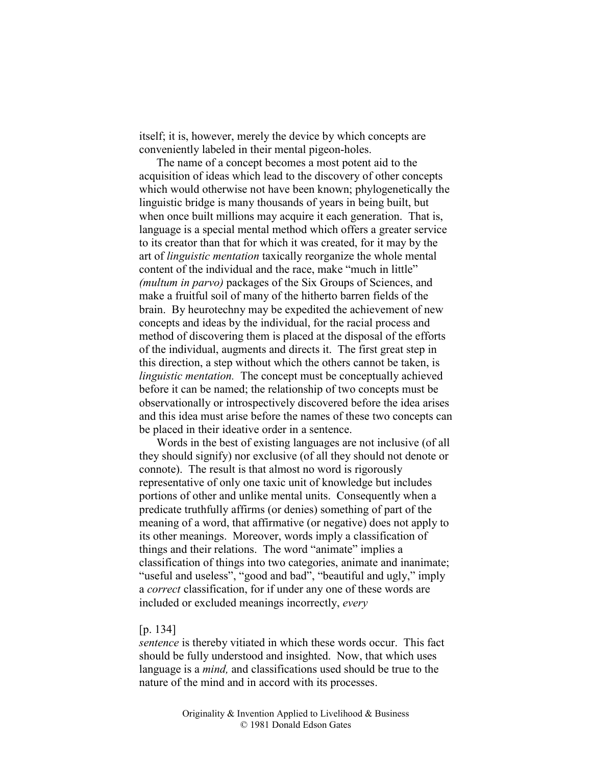itself; it is, however, merely the device by which concepts are conveniently labeled in their mental pigeon-holes.

The name of a concept becomes a most potent aid to the acquisition of ideas which lead to the discovery of other concepts which would otherwise not have been known; phylogenetically the linguistic bridge is many thousands of years in being built, but when once built millions may acquire it each generation. That is, language is a special mental method which offers a greater service to its creator than that for which it was created, for it may by the art of *linguistic mentation* taxically reorganize the whole mental content of the individual and the race, make "much in little" *(multum in parvo)* packages of the Six Groups of Sciences, and make a fruitful soil of many of the hitherto barren fields of the brain. By heurotechny may be expedited the achievement of new concepts and ideas by the individual, for the racial process and method of discovering them is placed at the disposal of the efforts of the individual, augments and directs it. The first great step in this direction, a step without which the others cannot be taken, is *linguistic mentation.* The concept must be conceptually achieved before it can be named; the relationship of two concepts must be observationally or introspectively discovered before the idea arises and this idea must arise before the names of these two concepts can be placed in their ideative order in a sentence.

Words in the best of existing languages are not inclusive (of all they should signify) nor exclusive (of all they should not denote or connote). The result is that almost no word is rigorously representative of only one taxic unit of knowledge but includes portions of other and unlike mental units. Consequently when a predicate truthfully affirms (or denies) something of part of the meaning of a word, that affirmative (or negative) does not apply to its other meanings. Moreover, words imply a classification of things and their relations. The word "animate" implies a classification of things into two categories, animate and inanimate; "useful and useless", "good and bad", "beautiful and ugly," imply a *correct* classification, for if under any one of these words are included or excluded meanings incorrectly, *every*

[p. 134]

*sentence* is thereby vitiated in which these words occur. This fact should be fully understood and insighted. Now, that which uses language is a *mind,* and classifications used should be true to the nature of the mind and in accord with its processes.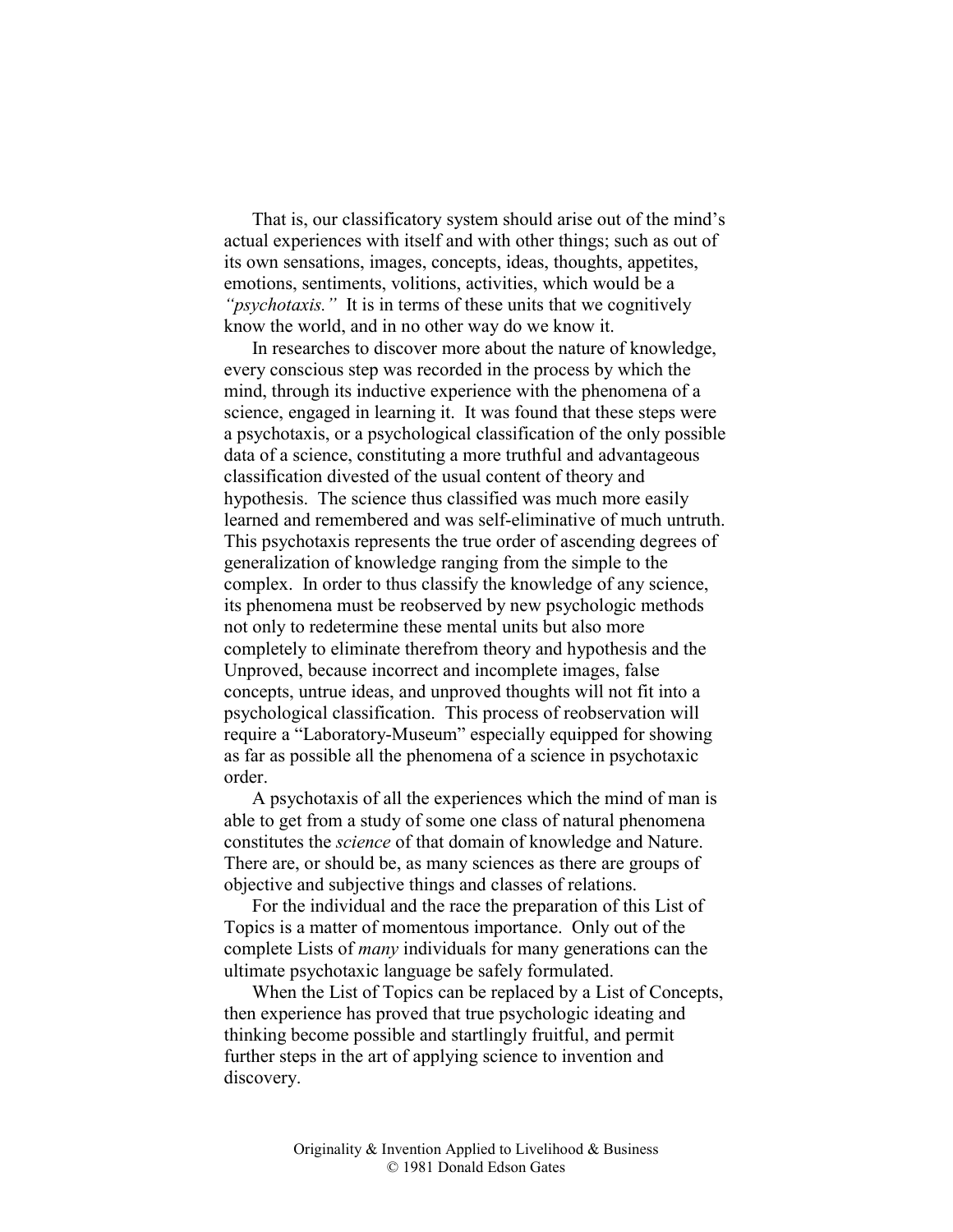That is, our classificatory system should arise out of the mind's actual experiences with itself and with other things; such as out of its own sensations, images, concepts, ideas, thoughts, appetites, emotions, sentiments, volitions, activities, which would be a *"psychotaxis."* It is in terms of these units that we cognitively know the world, and in no other way do we know it.

In researches to discover more about the nature of knowledge, every conscious step was recorded in the process by which the mind, through its inductive experience with the phenomena of a science, engaged in learning it. It was found that these steps were a psychotaxis, or a psychological classification of the only possible data of a science, constituting a more truthful and advantageous classification divested of the usual content of theory and hypothesis. The science thus classified was much more easily learned and remembered and was self-eliminative of much untruth. This psychotaxis represents the true order of ascending degrees of generalization of knowledge ranging from the simple to the complex. In order to thus classify the knowledge of any science, its phenomena must be reobserved by new psychologic methods not only to redetermine these mental units but also more completely to eliminate therefrom theory and hypothesis and the Unproved, because incorrect and incomplete images, false concepts, untrue ideas, and unproved thoughts will not fit into a psychological classification. This process of reobservation will require a "Laboratory-Museum" especially equipped for showing as far as possible all the phenomena of a science in psychotaxic order.

A psychotaxis of all the experiences which the mind of man is able to get from a study of some one class of natural phenomena constitutes the *science* of that domain of knowledge and Nature. There are, or should be, as many sciences as there are groups of objective and subjective things and classes of relations.

For the individual and the race the preparation of this List of Topics is a matter of momentous importance. Only out of the complete Lists of *many* individuals for many generations can the ultimate psychotaxic language be safely formulated.

When the List of Topics can be replaced by a List of Concepts, then experience has proved that true psychologic ideating and thinking become possible and startlingly fruitful, and permit further steps in the art of applying science to invention and discovery.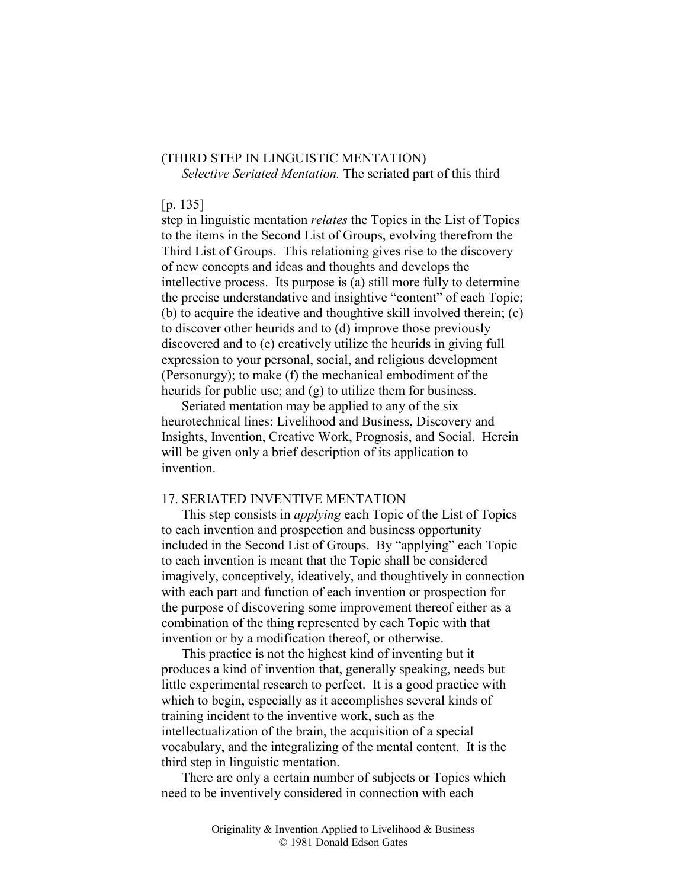(THIRD STEP IN LINGUISTIC MENTATION)

*Selective Seriated Mentation.* The seriated part of this third

[p. 135]

step in linguistic mentation *relates* the Topics in the List of Topics to the items in the Second List of Groups, evolving therefrom the Third List of Groups. This relationing gives rise to the discovery of new concepts and ideas and thoughts and develops the intellective process. Its purpose is (a) still more fully to determine the precise understandative and insightive "content" of each Topic; (b) to acquire the ideative and thoughtive skill involved therein; (c) to discover other heurids and to (d) improve those previously discovered and to (e) creatively utilize the heurids in giving full expression to your personal, social, and religious development (Personurgy); to make (f) the mechanical embodiment of the heurids for public use; and (g) to utilize them for business.

Seriated mentation may be applied to any of the six heurotechnical lines: Livelihood and Business, Discovery and Insights, Invention, Creative Work, Prognosis, and Social. Herein will be given only a brief description of its application to invention.

## 17. SERIATED INVENTIVE MENTATION

This step consists in *applying* each Topic of the List of Topics to each invention and prospection and business opportunity included in the Second List of Groups. By "applying" each Topic to each invention is meant that the Topic shall be considered imagively, conceptively, ideatively, and thoughtively in connection with each part and function of each invention or prospection for the purpose of discovering some improvement thereof either as a combination of the thing represented by each Topic with that invention or by a modification thereof, or otherwise.

This practice is not the highest kind of inventing but it produces a kind of invention that, generally speaking, needs but little experimental research to perfect. It is a good practice with which to begin, especially as it accomplishes several kinds of training incident to the inventive work, such as the intellectualization of the brain, the acquisition of a special vocabulary, and the integralizing of the mental content. It is the third step in linguistic mentation.

There are only a certain number of subjects or Topics which need to be inventively considered in connection with each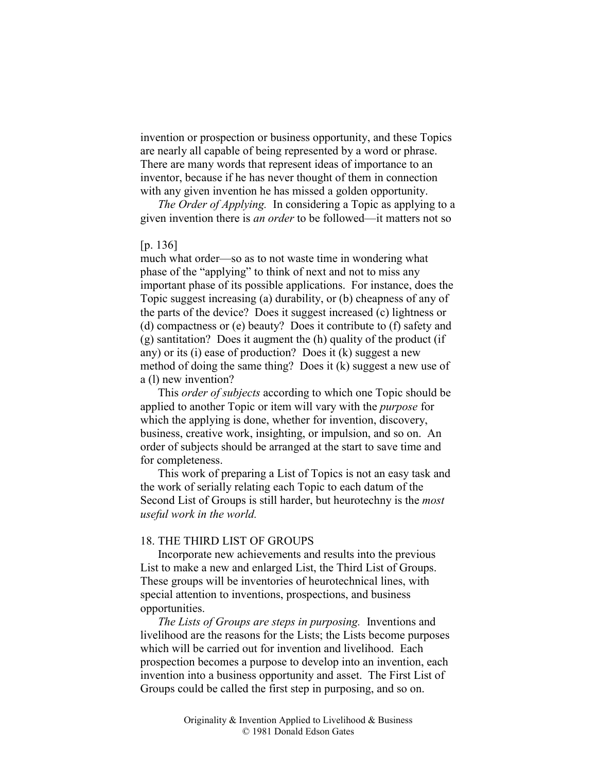invention or prospection or business opportunity, and these Topics are nearly all capable of being represented by a word or phrase. There are many words that represent ideas of importance to an inventor, because if he has never thought of them in connection with any given invention he has missed a golden opportunity.

*The Order of Applying.* In considering a Topic as applying to a given invention there is *an order* to be followed—it matters not so

[p. 136]

much what order—so as to not waste time in wondering what phase of the "applying" to think of next and not to miss any important phase of its possible applications. For instance, does the Topic suggest increasing (a) durability, or (b) cheapness of any of the parts of the device? Does it suggest increased (c) lightness or (d) compactness or (e) beauty? Does it contribute to (f) safety and (g) santitation? Does it augment the (h) quality of the product (if any) or its (i) ease of production? Does it (k) suggest a new method of doing the same thing? Does it (k) suggest a new use of a (l) new invention?

This *order of subjects* according to which one Topic should be applied to another Topic or item will vary with the *purpose* for which the applying is done, whether for invention, discovery, business, creative work, insighting, or impulsion, and so on. An order of subjects should be arranged at the start to save time and for completeness.

This work of preparing a List of Topics is not an easy task and the work of serially relating each Topic to each datum of the Second List of Groups is still harder, but heurotechny is the *most useful work in the world.*

## 18. THE THIRD LIST OF GROUPS

Incorporate new achievements and results into the previous List to make a new and enlarged List, the Third List of Groups. These groups will be inventories of heurotechnical lines, with special attention to inventions, prospections, and business opportunities.

*The Lists of Groups are steps in purposing.* Inventions and livelihood are the reasons for the Lists; the Lists become purposes which will be carried out for invention and livelihood. Each prospection becomes a purpose to develop into an invention, each invention into a business opportunity and asset. The First List of Groups could be called the first step in purposing, and so on.